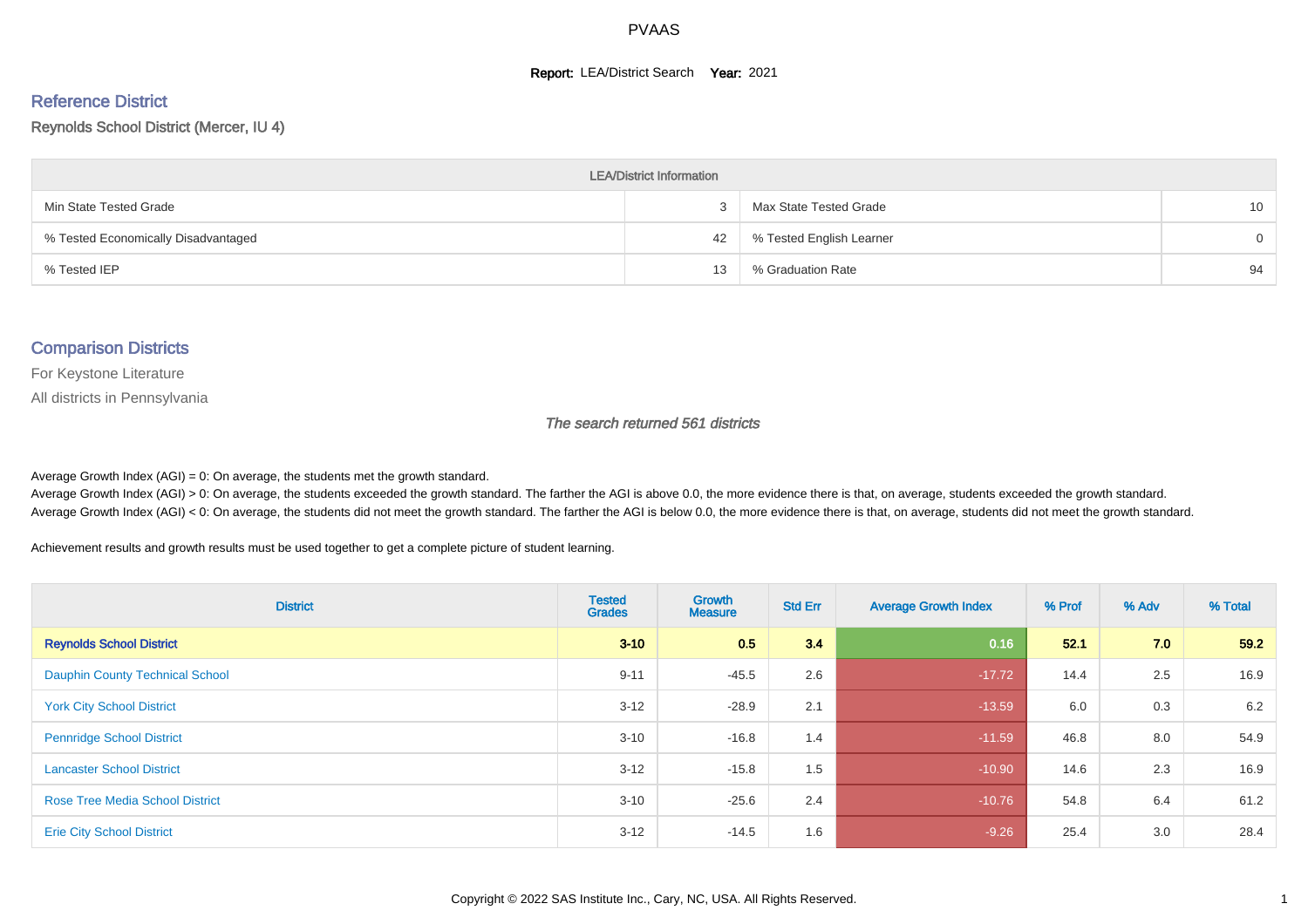PVAAS

**Report:** LEA/District Search **Year:** 2021

## Reference District

Reynolds School District (Mercer, IU 4)

| LEA/District Information | | | |
|---|---|---|---|
| Min State Tested Grade | 3 | Max State Tested Grade | 10 |
| % Tested Economically Disadvantaged | 42 | % Tested English Learner | 0 |
| % Tested IEP | 13 | % Graduation Rate | 94 |

## Comparison Districts

For Keystone Literature

All districts in Pennsylvania

*The search returned 561 districts*

Average Growth Index (AGI) = 0: On average, the students met the growth standard.
Average Growth Index (AGI) > 0: On average, the students exceeded the growth standard. The farther the AGI is above 0.0, the more evidence there is that, on average, students exceeded the growth standard.
Average Growth Index (AGI) < 0: On average, the students did not meet the growth standard. The farther the AGI is below 0.0, the more evidence there is that, on average, students did not meet the growth standard.

Achievement results and growth results must be used together to get a complete picture of student learning.

| District | Tested Grades | Growth Measure | Std Err | Average Growth Index | % Prof | % Adv | % Total |
|---|---|---|---|---|---|---|---|
| **Reynolds School District** | **3-10** | **0.5** | **3.4** | **0.16** | **52.1** | **7.0** | **59.2** |
| Dauphin County Technical School | 9-11 | -45.5 | 2.6 | -17.72 | 14.4 | 2.5 | 16.9 |
| York City School District | 3-12 | -28.9 | 2.1 | -13.59 | 6.0 | 0.3 | 6.2 |
| Pennridge School District | 3-10 | -16.8 | 1.4 | -11.59 | 46.8 | 8.0 | 54.9 |
| Lancaster School District | 3-12 | -15.8 | 1.5 | -10.90 | 14.6 | 2.3 | 16.9 |
| Rose Tree Media School District | 3-10 | -25.6 | 2.4 | -10.76 | 54.8 | 6.4 | 61.2 |
| Erie City School District | 3-12 | -14.5 | 1.6 | -9.26 | 25.4 | 3.0 | 28.4 |

Copyright © 2022 SAS Institute Inc., Cary, NC, USA. All Rights Reserved.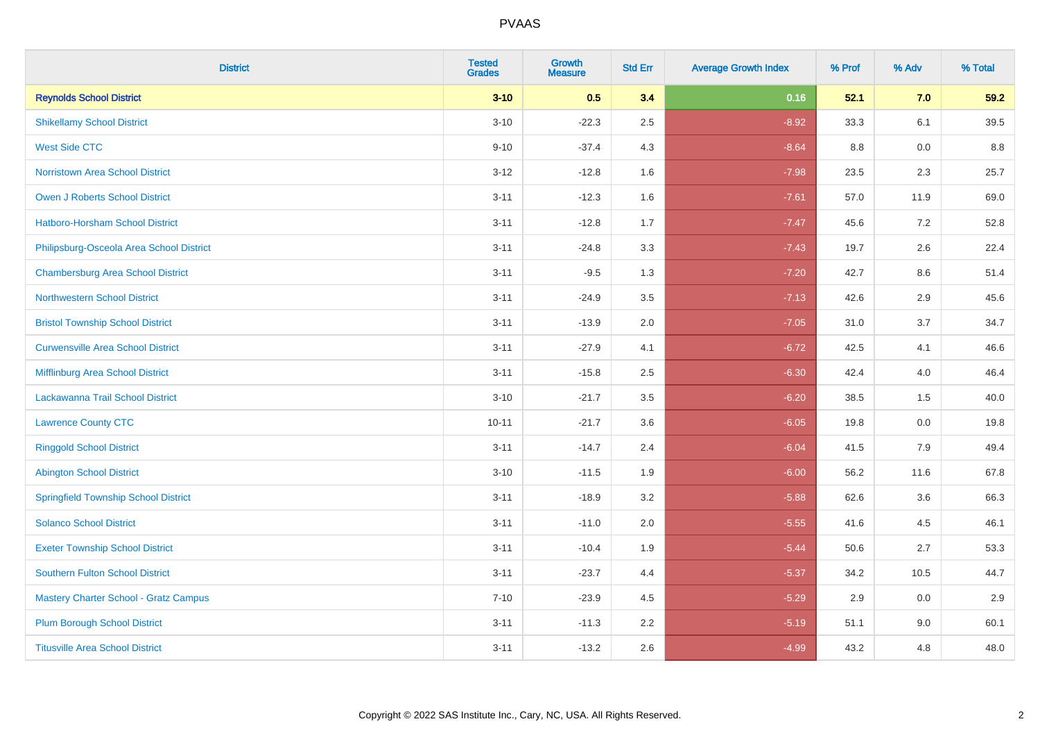# PVAAS

| District | Tested Grades | Growth Measure | Std Err | Average Growth Index | % Prof | % Adv | % Total |
|---|---|---|---|---|---|---|---|
| **Reynolds School District** | **3-10** | **0.5** | **3.4** | **0.16** | **52.1** | **7.0** | **59.2** |
| Shikellamy School District | 3-10 | -22.3 | 2.5 | -8.92 | 33.3 | 6.1 | 39.5 |
| West Side CTC | 9-10 | -37.4 | 4.3 | -8.64 | 8.8 | 0.0 | 8.8 |
| Norristown Area School District | 3-12 | -12.8 | 1.6 | -7.98 | 23.5 | 2.3 | 25.7 |
| Owen J Roberts School District | 3-11 | -12.3 | 1.6 | -7.61 | 57.0 | 11.9 | 69.0 |
| Hatboro-Horsham School District | 3-11 | -12.8 | 1.7 | -7.47 | 45.6 | 7.2 | 52.8 |
| Philipsburg-Osceola Area School District | 3-11 | -24.8 | 3.3 | -7.43 | 19.7 | 2.6 | 22.4 |
| Chambersburg Area School District | 3-11 | -9.5 | 1.3 | -7.20 | 42.7 | 8.6 | 51.4 |
| Northwestern School District | 3-11 | -24.9 | 3.5 | -7.13 | 42.6 | 2.9 | 45.6 |
| Bristol Township School District | 3-11 | -13.9 | 2.0 | -7.05 | 31.0 | 3.7 | 34.7 |
| Curwensville Area School District | 3-11 | -27.9 | 4.1 | -6.72 | 42.5 | 4.1 | 46.6 |
| Mifflinburg Area School District | 3-11 | -15.8 | 2.5 | -6.30 | 42.4 | 4.0 | 46.4 |
| Lackawanna Trail School District | 3-10 | -21.7 | 3.5 | -6.20 | 38.5 | 1.5 | 40.0 |
| Lawrence County CTC | 10-11 | -21.7 | 3.6 | -6.05 | 19.8 | 0.0 | 19.8 |
| Ringgold School District | 3-11 | -14.7 | 2.4 | -6.04 | 41.5 | 7.9 | 49.4 |
| Abington School District | 3-10 | -11.5 | 1.9 | -6.00 | 56.2 | 11.6 | 67.8 |
| Springfield Township School District | 3-11 | -18.9 | 3.2 | -5.88 | 62.6 | 3.6 | 66.3 |
| Solanco School District | 3-11 | -11.0 | 2.0 | -5.55 | 41.6 | 4.5 | 46.1 |
| Exeter Township School District | 3-11 | -10.4 | 1.9 | -5.44 | 50.6 | 2.7 | 53.3 |
| Southern Fulton School District | 3-11 | -23.7 | 4.4 | -5.37 | 34.2 | 10.5 | 44.7 |
| Mastery Charter School - Gratz Campus | 7-10 | -23.9 | 4.5 | -5.29 | 2.9 | 0.0 | 2.9 |
| Plum Borough School District | 3-11 | -11.3 | 2.2 | -5.19 | 51.1 | 9.0 | 60.1 |
| Titusville Area School District | 3-11 | -13.2 | 2.6 | -4.99 | 43.2 | 4.8 | 48.0 |

Copyright © 2022 SAS Institute Inc., Cary, NC, USA. All Rights Reserved.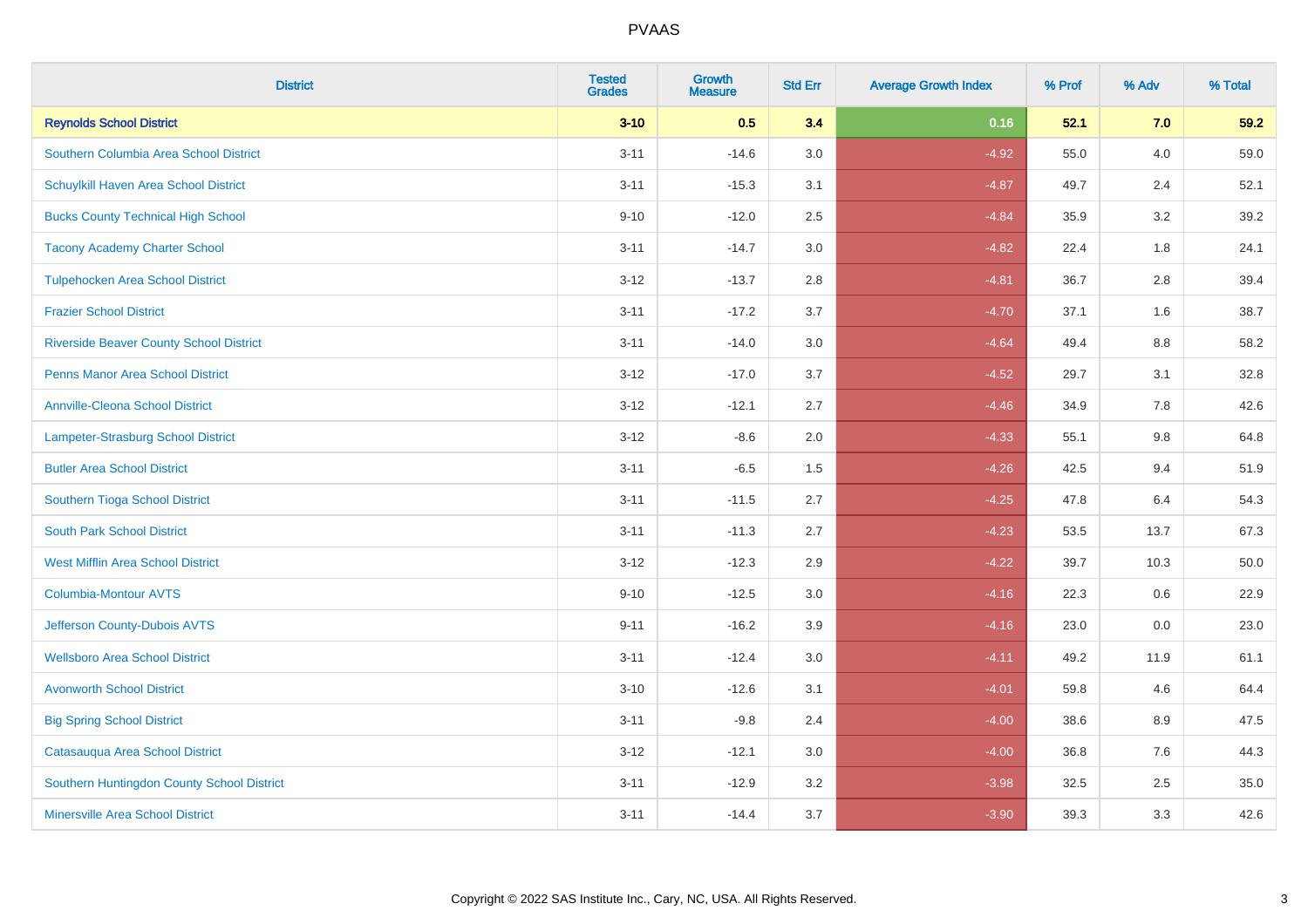# PVAAS

| District | Tested Grades | Growth Measure | Std Err | Average Growth Index | % Prof | % Adv | % Total |
|---|---|---|---|---|---|---|---|
| **Reynolds School District** | **3-10** | **0.5** | **3.4** | **0.16** | **52.1** | **7.0** | **59.2** |
| Southern Columbia Area School District | 3-11 | -14.6 | 3.0 | -4.92 | 55.0 | 4.0 | 59.0 |
| Schuylkill Haven Area School District | 3-11 | -15.3 | 3.1 | -4.87 | 49.7 | 2.4 | 52.1 |
| Bucks County Technical High School | 9-10 | -12.0 | 2.5 | -4.84 | 35.9 | 3.2 | 39.2 |
| Tacony Academy Charter School | 3-11 | -14.7 | 3.0 | -4.82 | 22.4 | 1.8 | 24.1 |
| Tulpehocken Area School District | 3-12 | -13.7 | 2.8 | -4.81 | 36.7 | 2.8 | 39.4 |
| Frazier School District | 3-11 | -17.2 | 3.7 | -4.70 | 37.1 | 1.6 | 38.7 |
| Riverside Beaver County School District | 3-11 | -14.0 | 3.0 | -4.64 | 49.4 | 8.8 | 58.2 |
| Penns Manor Area School District | 3-12 | -17.0 | 3.7 | -4.52 | 29.7 | 3.1 | 32.8 |
| Annville-Cleona School District | 3-12 | -12.1 | 2.7 | -4.46 | 34.9 | 7.8 | 42.6 |
| Lampeter-Strasburg School District | 3-12 | -8.6 | 2.0 | -4.33 | 55.1 | 9.8 | 64.8 |
| Butler Area School District | 3-11 | -6.5 | 1.5 | -4.26 | 42.5 | 9.4 | 51.9 |
| Southern Tioga School District | 3-11 | -11.5 | 2.7 | -4.25 | 47.8 | 6.4 | 54.3 |
| South Park School District | 3-11 | -11.3 | 2.7 | -4.23 | 53.5 | 13.7 | 67.3 |
| West Mifflin Area School District | 3-12 | -12.3 | 2.9 | -4.22 | 39.7 | 10.3 | 50.0 |
| Columbia-Montour AVTS | 9-10 | -12.5 | 3.0 | -4.16 | 22.3 | 0.6 | 22.9 |
| Jefferson County-Dubois AVTS | 9-11 | -16.2 | 3.9 | -4.16 | 23.0 | 0.0 | 23.0 |
| Wellsboro Area School District | 3-11 | -12.4 | 3.0 | -4.11 | 49.2 | 11.9 | 61.1 |
| Avonworth School District | 3-10 | -12.6 | 3.1 | -4.01 | 59.8 | 4.6 | 64.4 |
| Big Spring School District | 3-11 | -9.8 | 2.4 | -4.00 | 38.6 | 8.9 | 47.5 |
| Catasauqua Area School District | 3-12 | -12.1 | 3.0 | -4.00 | 36.8 | 7.6 | 44.3 |
| Southern Huntingdon County School District | 3-11 | -12.9 | 3.2 | -3.98 | 32.5 | 2.5 | 35.0 |
| Minersville Area School District | 3-11 | -14.4 | 3.7 | -3.90 | 39.3 | 3.3 | 42.6 |

Copyright © 2022 SAS Institute Inc., Cary, NC, USA. All Rights Reserved.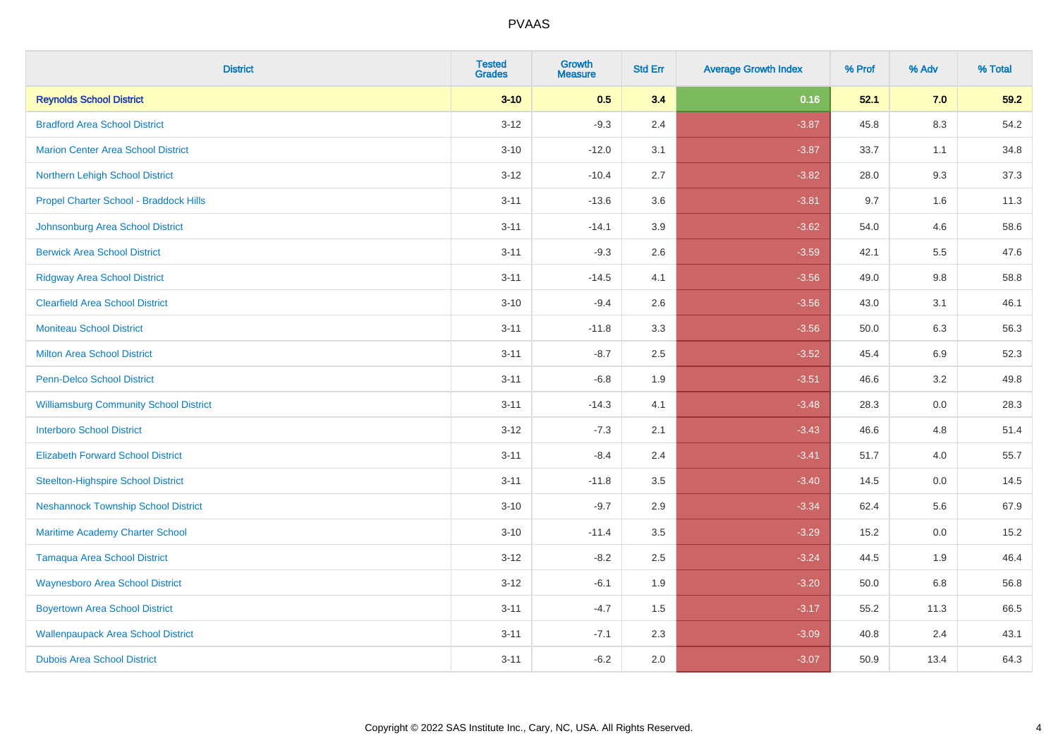| District | Tested Grades | Growth Measure | Std Err | Average Growth Index | % Prof | % Adv | % Total |
|---|---|---|---|---|---|---|---|
| **Reynolds School District** | **3-10** | **0.5** | **3.4** | **0.16** | **52.1** | **7.0** | **59.2** |
| Bradford Area School District | 3-12 | -9.3 | 2.4 | -3.87 | 45.8 | 8.3 | 54.2 |
| Marion Center Area School District | 3-10 | -12.0 | 3.1 | -3.87 | 33.7 | 1.1 | 34.8 |
| Northern Lehigh School District | 3-12 | -10.4 | 2.7 | -3.82 | 28.0 | 9.3 | 37.3 |
| Propel Charter School - Braddock Hills | 3-11 | -13.6 | 3.6 | -3.81 | 9.7 | 1.6 | 11.3 |
| Johnsonburg Area School District | 3-11 | -14.1 | 3.9 | -3.62 | 54.0 | 4.6 | 58.6 |
| Berwick Area School District | 3-11 | -9.3 | 2.6 | -3.59 | 42.1 | 5.5 | 47.6 |
| Ridgway Area School District | 3-11 | -14.5 | 4.1 | -3.56 | 49.0 | 9.8 | 58.8 |
| Clearfield Area School District | 3-10 | -9.4 | 2.6 | -3.56 | 43.0 | 3.1 | 46.1 |
| Moniteau School District | 3-11 | -11.8 | 3.3 | -3.56 | 50.0 | 6.3 | 56.3 |
| Milton Area School District | 3-11 | -8.7 | 2.5 | -3.52 | 45.4 | 6.9 | 52.3 |
| Penn-Delco School District | 3-11 | -6.8 | 1.9 | -3.51 | 46.6 | 3.2 | 49.8 |
| Williamsburg Community School District | 3-11 | -14.3 | 4.1 | -3.48 | 28.3 | 0.0 | 28.3 |
| Interboro School District | 3-12 | -7.3 | 2.1 | -3.43 | 46.6 | 4.8 | 51.4 |
| Elizabeth Forward School District | 3-11 | -8.4 | 2.4 | -3.41 | 51.7 | 4.0 | 55.7 |
| Steelton-Highspire School District | 3-11 | -11.8 | 3.5 | -3.40 | 14.5 | 0.0 | 14.5 |
| Neshannock Township School District | 3-10 | -9.7 | 2.9 | -3.34 | 62.4 | 5.6 | 67.9 |
| Maritime Academy Charter School | 3-10 | -11.4 | 3.5 | -3.29 | 15.2 | 0.0 | 15.2 |
| Tamaqua Area School District | 3-12 | -8.2 | 2.5 | -3.24 | 44.5 | 1.9 | 46.4 |
| Waynesboro Area School District | 3-12 | -6.1 | 1.9 | -3.20 | 50.0 | 6.8 | 56.8 |
| Boyertown Area School District | 3-11 | -4.7 | 1.5 | -3.17 | 55.2 | 11.3 | 66.5 |
| Wallenpaupack Area School District | 3-11 | -7.1 | 2.3 | -3.09 | 40.8 | 2.4 | 43.1 |
| Dubois Area School District | 3-11 | -6.2 | 2.0 | -3.07 | 50.9 | 13.4 | 64.3 |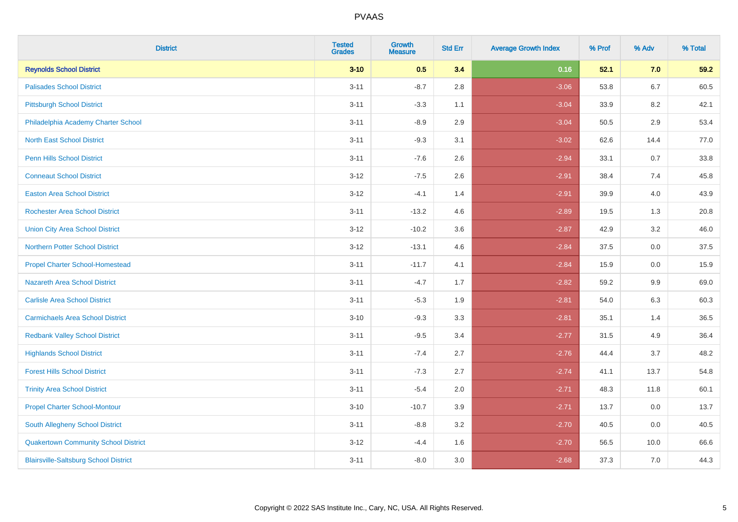| District | Tested Grades | Growth Measure | Std Err | Average Growth Index | % Prof | % Adv | % Total |
|---|---|---|---|---|---|---|---|
| **Reynolds School District** | **3-10** | **0.5** | **3.4** | **0.16** | **52.1** | **7.0** | **59.2** |
| Palisades School District | 3-11 | -8.7 | 2.8 | -3.06 | 53.8 | 6.7 | 60.5 |
| Pittsburgh School District | 3-11 | -3.3 | 1.1 | -3.04 | 33.9 | 8.2 | 42.1 |
| Philadelphia Academy Charter School | 3-11 | -8.9 | 2.9 | -3.04 | 50.5 | 2.9 | 53.4 |
| North East School District | 3-11 | -9.3 | 3.1 | -3.02 | 62.6 | 14.4 | 77.0 |
| Penn Hills School District | 3-11 | -7.6 | 2.6 | -2.94 | 33.1 | 0.7 | 33.8 |
| Conneaut School District | 3-12 | -7.5 | 2.6 | -2.91 | 38.4 | 7.4 | 45.8 |
| Easton Area School District | 3-12 | -4.1 | 1.4 | -2.91 | 39.9 | 4.0 | 43.9 |
| Rochester Area School District | 3-11 | -13.2 | 4.6 | -2.89 | 19.5 | 1.3 | 20.8 |
| Union City Area School District | 3-12 | -10.2 | 3.6 | -2.87 | 42.9 | 3.2 | 46.0 |
| Northern Potter School District | 3-12 | -13.1 | 4.6 | -2.84 | 37.5 | 0.0 | 37.5 |
| Propel Charter School-Homestead | 3-11 | -11.7 | 4.1 | -2.84 | 15.9 | 0.0 | 15.9 |
| Nazareth Area School District | 3-11 | -4.7 | 1.7 | -2.82 | 59.2 | 9.9 | 69.0 |
| Carlisle Area School District | 3-11 | -5.3 | 1.9 | -2.81 | 54.0 | 6.3 | 60.3 |
| Carmichaels Area School District | 3-10 | -9.3 | 3.3 | -2.81 | 35.1 | 1.4 | 36.5 |
| Redbank Valley School District | 3-11 | -9.5 | 3.4 | -2.77 | 31.5 | 4.9 | 36.4 |
| Highlands School District | 3-11 | -7.4 | 2.7 | -2.76 | 44.4 | 3.7 | 48.2 |
| Forest Hills School District | 3-11 | -7.3 | 2.7 | -2.74 | 41.1 | 13.7 | 54.8 |
| Trinity Area School District | 3-11 | -5.4 | 2.0 | -2.71 | 48.3 | 11.8 | 60.1 |
| Propel Charter School-Montour | 3-10 | -10.7 | 3.9 | -2.71 | 13.7 | 0.0 | 13.7 |
| South Allegheny School District | 3-11 | -8.8 | 3.2 | -2.70 | 40.5 | 0.0 | 40.5 |
| Quakertown Community School District | 3-12 | -4.4 | 1.6 | -2.70 | 56.5 | 10.0 | 66.6 |
| Blairsville-Saltsburg School District | 3-11 | -8.0 | 3.0 | -2.68 | 37.3 | 7.0 | 44.3 |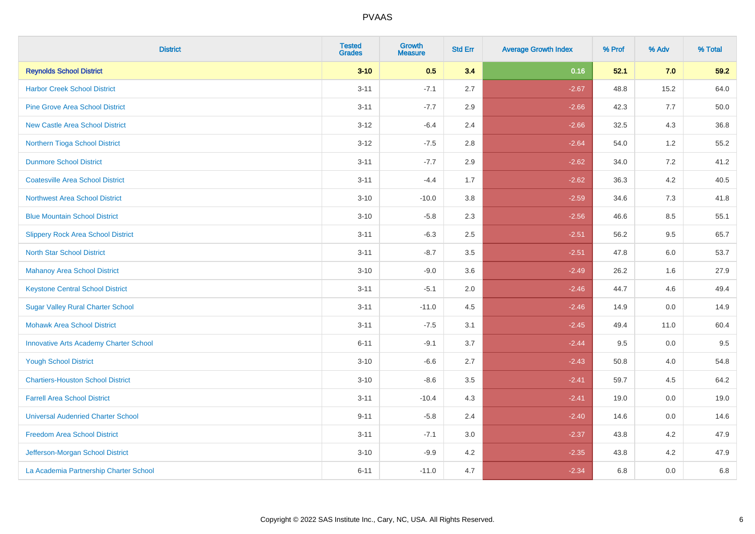# PVAAS

| District | Tested Grades | Growth Measure | Std Err | Average Growth Index | % Prof | % Adv | % Total |
|---|---|---|---|---|---|---|---|
| **Reynolds School District** | **3-10** | **0.5** | **3.4** | **0.16** | **52.1** | **7.0** | **59.2** |
| Harbor Creek School District | 3-11 | -7.1 | 2.7 | -2.67 | 48.8 | 15.2 | 64.0 |
| Pine Grove Area School District | 3-11 | -7.7 | 2.9 | -2.66 | 42.3 | 7.7 | 50.0 |
| New Castle Area School District | 3-12 | -6.4 | 2.4 | -2.66 | 32.5 | 4.3 | 36.8 |
| Northern Tioga School District | 3-12 | -7.5 | 2.8 | -2.64 | 54.0 | 1.2 | 55.2 |
| Dunmore School District | 3-11 | -7.7 | 2.9 | -2.62 | 34.0 | 7.2 | 41.2 |
| Coatesville Area School District | 3-11 | -4.4 | 1.7 | -2.62 | 36.3 | 4.2 | 40.5 |
| Northwest Area School District | 3-10 | -10.0 | 3.8 | -2.59 | 34.6 | 7.3 | 41.8 |
| Blue Mountain School District | 3-10 | -5.8 | 2.3 | -2.56 | 46.6 | 8.5 | 55.1 |
| Slippery Rock Area School District | 3-11 | -6.3 | 2.5 | -2.51 | 56.2 | 9.5 | 65.7 |
| North Star School District | 3-11 | -8.7 | 3.5 | -2.51 | 47.8 | 6.0 | 53.7 |
| Mahanoy Area School District | 3-10 | -9.0 | 3.6 | -2.49 | 26.2 | 1.6 | 27.9 |
| Keystone Central School District | 3-11 | -5.1 | 2.0 | -2.46 | 44.7 | 4.6 | 49.4 |
| Sugar Valley Rural Charter School | 3-11 | -11.0 | 4.5 | -2.46 | 14.9 | 0.0 | 14.9 |
| Mohawk Area School District | 3-11 | -7.5 | 3.1 | -2.45 | 49.4 | 11.0 | 60.4 |
| Innovative Arts Academy Charter School | 6-11 | -9.1 | 3.7 | -2.44 | 9.5 | 0.0 | 9.5 |
| Yough School District | 3-10 | -6.6 | 2.7 | -2.43 | 50.8 | 4.0 | 54.8 |
| Chartiers-Houston School District | 3-10 | -8.6 | 3.5 | -2.41 | 59.7 | 4.5 | 64.2 |
| Farrell Area School District | 3-11 | -10.4 | 4.3 | -2.41 | 19.0 | 0.0 | 19.0 |
| Universal Audenried Charter School | 9-11 | -5.8 | 2.4 | -2.40 | 14.6 | 0.0 | 14.6 |
| Freedom Area School District | 3-11 | -7.1 | 3.0 | -2.37 | 43.8 | 4.2 | 47.9 |
| Jefferson-Morgan School District | 3-10 | -9.9 | 4.2 | -2.35 | 43.8 | 4.2 | 47.9 |
| La Academia Partnership Charter School | 6-11 | -11.0 | 4.7 | -2.34 | 6.8 | 0.0 | 6.8 |

Copyright © 2022 SAS Institute Inc., Cary, NC, USA. All Rights Reserved.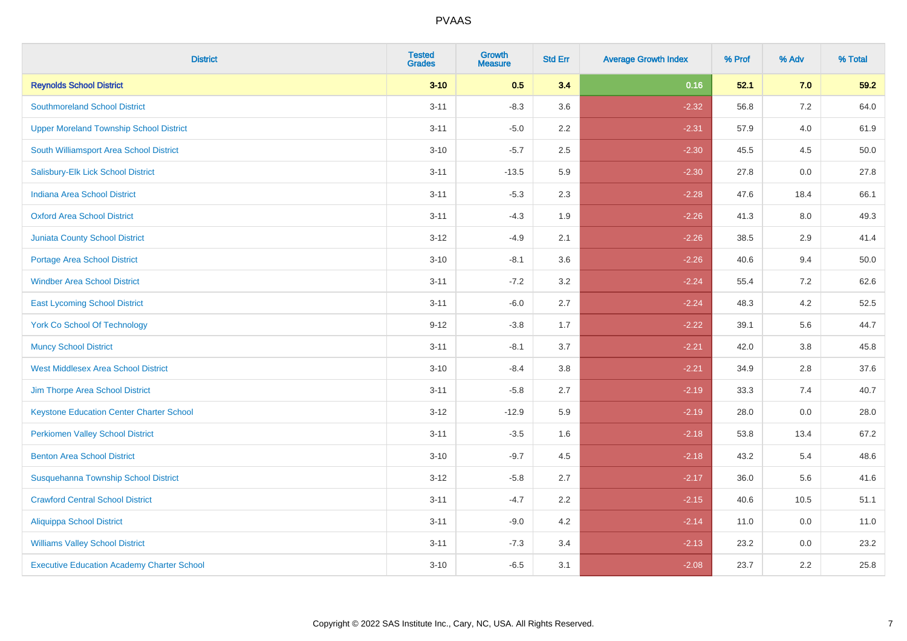# PVAAS

| District | Tested Grades | Growth Measure | Std Err | Average Growth Index | % Prof | % Adv | % Total |
|---|---|---|---|---|---|---|---|
| **Reynolds School District** | **3-10** | **0.5** | **3.4** | **0.16** | **52.1** | **7.0** | **59.2** |
| Southmoreland School District | 3-11 | -8.3 | 3.6 | -2.32 | 56.8 | 7.2 | 64.0 |
| Upper Moreland Township School District | 3-11 | -5.0 | 2.2 | -2.31 | 57.9 | 4.0 | 61.9 |
| South Williamsport Area School District | 3-10 | -5.7 | 2.5 | -2.30 | 45.5 | 4.5 | 50.0 |
| Salisbury-Elk Lick School District | 3-11 | -13.5 | 5.9 | -2.30 | 27.8 | 0.0 | 27.8 |
| Indiana Area School District | 3-11 | -5.3 | 2.3 | -2.28 | 47.6 | 18.4 | 66.1 |
| Oxford Area School District | 3-11 | -4.3 | 1.9 | -2.26 | 41.3 | 8.0 | 49.3 |
| Juniata County School District | 3-12 | -4.9 | 2.1 | -2.26 | 38.5 | 2.9 | 41.4 |
| Portage Area School District | 3-10 | -8.1 | 3.6 | -2.26 | 40.6 | 9.4 | 50.0 |
| Windber Area School District | 3-11 | -7.2 | 3.2 | -2.24 | 55.4 | 7.2 | 62.6 |
| East Lycoming School District | 3-11 | -6.0 | 2.7 | -2.24 | 48.3 | 4.2 | 52.5 |
| York Co School Of Technology | 9-12 | -3.8 | 1.7 | -2.22 | 39.1 | 5.6 | 44.7 |
| Muncy School District | 3-11 | -8.1 | 3.7 | -2.21 | 42.0 | 3.8 | 45.8 |
| West Middlesex Area School District | 3-10 | -8.4 | 3.8 | -2.21 | 34.9 | 2.8 | 37.6 |
| Jim Thorpe Area School District | 3-11 | -5.8 | 2.7 | -2.19 | 33.3 | 7.4 | 40.7 |
| Keystone Education Center Charter School | 3-12 | -12.9 | 5.9 | -2.19 | 28.0 | 0.0 | 28.0 |
| Perkiomen Valley School District | 3-11 | -3.5 | 1.6 | -2.18 | 53.8 | 13.4 | 67.2 |
| Benton Area School District | 3-10 | -9.7 | 4.5 | -2.18 | 43.2 | 5.4 | 48.6 |
| Susquehanna Township School District | 3-12 | -5.8 | 2.7 | -2.17 | 36.0 | 5.6 | 41.6 |
| Crawford Central School District | 3-11 | -4.7 | 2.2 | -2.15 | 40.6 | 10.5 | 51.1 |
| Aliquippa School District | 3-11 | -9.0 | 4.2 | -2.14 | 11.0 | 0.0 | 11.0 |
| Williams Valley School District | 3-11 | -7.3 | 3.4 | -2.13 | 23.2 | 0.0 | 23.2 |
| Executive Education Academy Charter School | 3-10 | -6.5 | 3.1 | -2.08 | 23.7 | 2.2 | 25.8 |

Copyright © 2022 SAS Institute Inc., Cary, NC, USA. All Rights Reserved.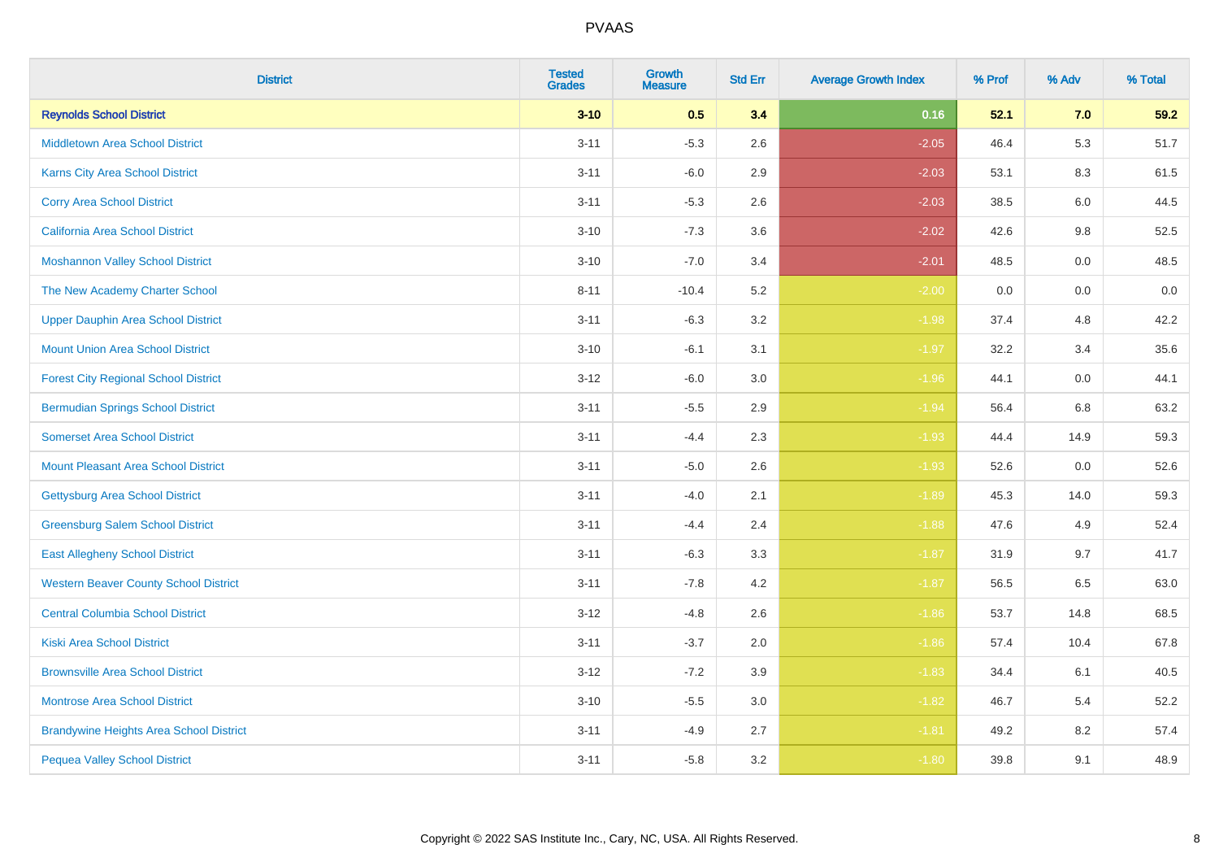# PVAAS

| District | Tested Grades | Growth Measure | Std Err | Average Growth Index | % Prof | % Adv | % Total |
|---|---|---|---|---|---|---|---|
| **Reynolds School District** | **3-10** | **0.5** | **3.4** | **0.16** | **52.1** | **7.0** | **59.2** |
| Middletown Area School District | 3-11 | -5.3 | 2.6 | -2.05 | 46.4 | 5.3 | 51.7 |
| Karns City Area School District | 3-11 | -6.0 | 2.9 | -2.03 | 53.1 | 8.3 | 61.5 |
| Corry Area School District | 3-11 | -5.3 | 2.6 | -2.03 | 38.5 | 6.0 | 44.5 |
| California Area School District | 3-10 | -7.3 | 3.6 | -2.02 | 42.6 | 9.8 | 52.5 |
| Moshannon Valley School District | 3-10 | -7.0 | 3.4 | -2.01 | 48.5 | 0.0 | 48.5 |
| The New Academy Charter School | 8-11 | -10.4 | 5.2 | -2.00 | 0.0 | 0.0 | 0.0 |
| Upper Dauphin Area School District | 3-11 | -6.3 | 3.2 | -1.98 | 37.4 | 4.8 | 42.2 |
| Mount Union Area School District | 3-10 | -6.1 | 3.1 | -1.97 | 32.2 | 3.4 | 35.6 |
| Forest City Regional School District | 3-12 | -6.0 | 3.0 | -1.96 | 44.1 | 0.0 | 44.1 |
| Bermudian Springs School District | 3-11 | -5.5 | 2.9 | -1.94 | 56.4 | 6.8 | 63.2 |
| Somerset Area School District | 3-11 | -4.4 | 2.3 | -1.93 | 44.4 | 14.9 | 59.3 |
| Mount Pleasant Area School District | 3-11 | -5.0 | 2.6 | -1.93 | 52.6 | 0.0 | 52.6 |
| Gettysburg Area School District | 3-11 | -4.0 | 2.1 | -1.89 | 45.3 | 14.0 | 59.3 |
| Greensburg Salem School District | 3-11 | -4.4 | 2.4 | -1.88 | 47.6 | 4.9 | 52.4 |
| East Allegheny School District | 3-11 | -6.3 | 3.3 | -1.87 | 31.9 | 9.7 | 41.7 |
| Western Beaver County School District | 3-11 | -7.8 | 4.2 | -1.87 | 56.5 | 6.5 | 63.0 |
| Central Columbia School District | 3-12 | -4.8 | 2.6 | -1.86 | 53.7 | 14.8 | 68.5 |
| Kiski Area School District | 3-11 | -3.7 | 2.0 | -1.86 | 57.4 | 10.4 | 67.8 |
| Brownsville Area School District | 3-12 | -7.2 | 3.9 | -1.83 | 34.4 | 6.1 | 40.5 |
| Montrose Area School District | 3-10 | -5.5 | 3.0 | -1.82 | 46.7 | 5.4 | 52.2 |
| Brandywine Heights Area School District | 3-11 | -4.9 | 2.7 | -1.81 | 49.2 | 8.2 | 57.4 |
| Pequea Valley School District | 3-11 | -5.8 | 3.2 | -1.80 | 39.8 | 9.1 | 48.9 |

Copyright © 2022 SAS Institute Inc., Cary, NC, USA. All Rights Reserved.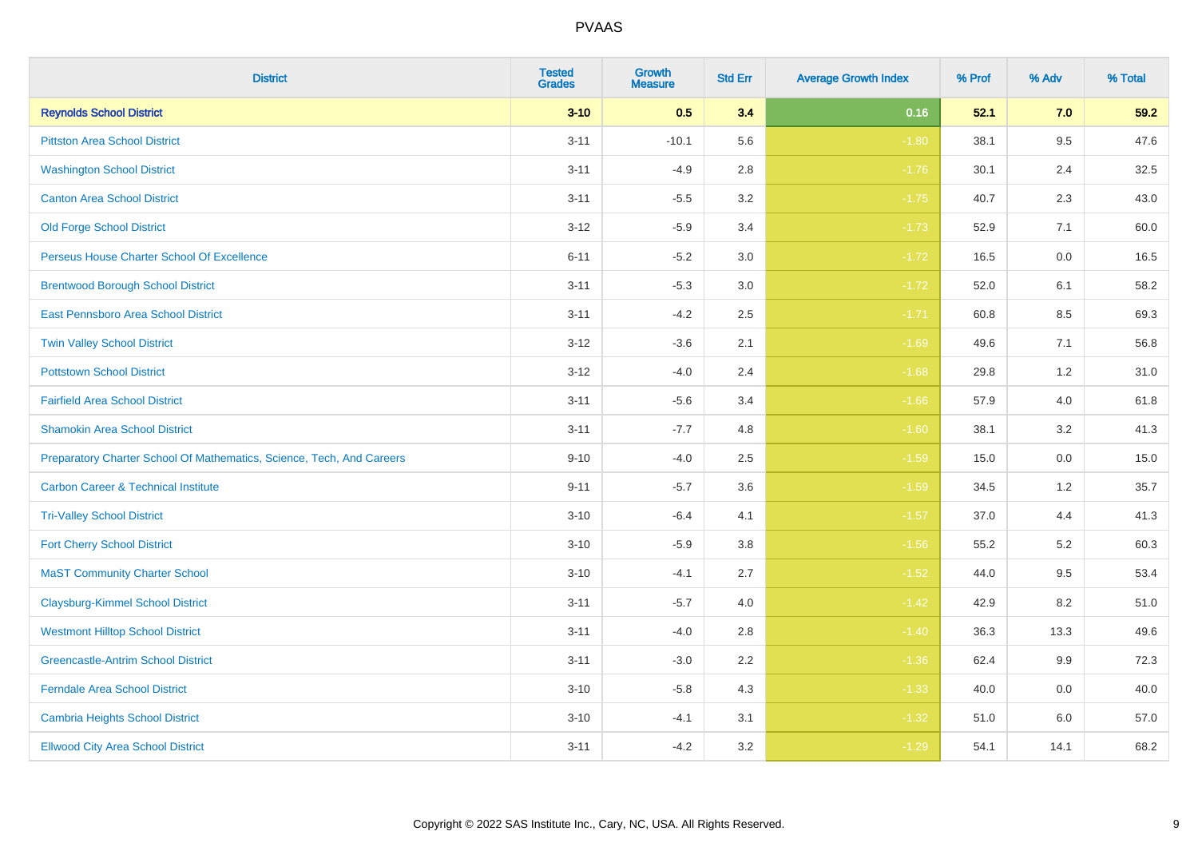# PVAAS

| District | Tested Grades | Growth Measure | Std Err | Average Growth Index | % Prof | % Adv | % Total |
|---|---|---|---|---|---|---|---|
| **Reynolds School District** | **3-10** | **0.5** | **3.4** | **0.16** | **52.1** | **7.0** | **59.2** |
| Pittston Area School District | 3-11 | -10.1 | 5.6 | -1.80 | 38.1 | 9.5 | 47.6 |
| Washington School District | 3-11 | -4.9 | 2.8 | -1.76 | 30.1 | 2.4 | 32.5 |
| Canton Area School District | 3-11 | -5.5 | 3.2 | -1.75 | 40.7 | 2.3 | 43.0 |
| Old Forge School District | 3-12 | -5.9 | 3.4 | -1.73 | 52.9 | 7.1 | 60.0 |
| Perseus House Charter School Of Excellence | 6-11 | -5.2 | 3.0 | -1.72 | 16.5 | 0.0 | 16.5 |
| Brentwood Borough School District | 3-11 | -5.3 | 3.0 | -1.72 | 52.0 | 6.1 | 58.2 |
| East Pennsboro Area School District | 3-11 | -4.2 | 2.5 | -1.71 | 60.8 | 8.5 | 69.3 |
| Twin Valley School District | 3-12 | -3.6 | 2.1 | -1.69 | 49.6 | 7.1 | 56.8 |
| Pottstown School District | 3-12 | -4.0 | 2.4 | -1.68 | 29.8 | 1.2 | 31.0 |
| Fairfield Area School District | 3-11 | -5.6 | 3.4 | -1.66 | 57.9 | 4.0 | 61.8 |
| Shamokin Area School District | 3-11 | -7.7 | 4.8 | -1.60 | 38.1 | 3.2 | 41.3 |
| Preparatory Charter School Of Mathematics, Science, Tech, And Careers | 9-10 | -4.0 | 2.5 | -1.59 | 15.0 | 0.0 | 15.0 |
| Carbon Career & Technical Institute | 9-11 | -5.7 | 3.6 | -1.59 | 34.5 | 1.2 | 35.7 |
| Tri-Valley School District | 3-10 | -6.4 | 4.1 | -1.57 | 37.0 | 4.4 | 41.3 |
| Fort Cherry School District | 3-10 | -5.9 | 3.8 | -1.56 | 55.2 | 5.2 | 60.3 |
| MaST Community Charter School | 3-10 | -4.1 | 2.7 | -1.52 | 44.0 | 9.5 | 53.4 |
| Claysburg-Kimmel School District | 3-11 | -5.7 | 4.0 | -1.42 | 42.9 | 8.2 | 51.0 |
| Westmont Hilltop School District | 3-11 | -4.0 | 2.8 | -1.40 | 36.3 | 13.3 | 49.6 |
| Greencastle-Antrim School District | 3-11 | -3.0 | 2.2 | -1.36 | 62.4 | 9.9 | 72.3 |
| Ferndale Area School District | 3-10 | -5.8 | 4.3 | -1.33 | 40.0 | 0.0 | 40.0 |
| Cambria Heights School District | 3-10 | -4.1 | 3.1 | -1.32 | 51.0 | 6.0 | 57.0 |
| Ellwood City Area School District | 3-11 | -4.2 | 3.2 | -1.29 | 54.1 | 14.1 | 68.2 |

Copyright © 2022 SAS Institute Inc., Cary, NC, USA. All Rights Reserved.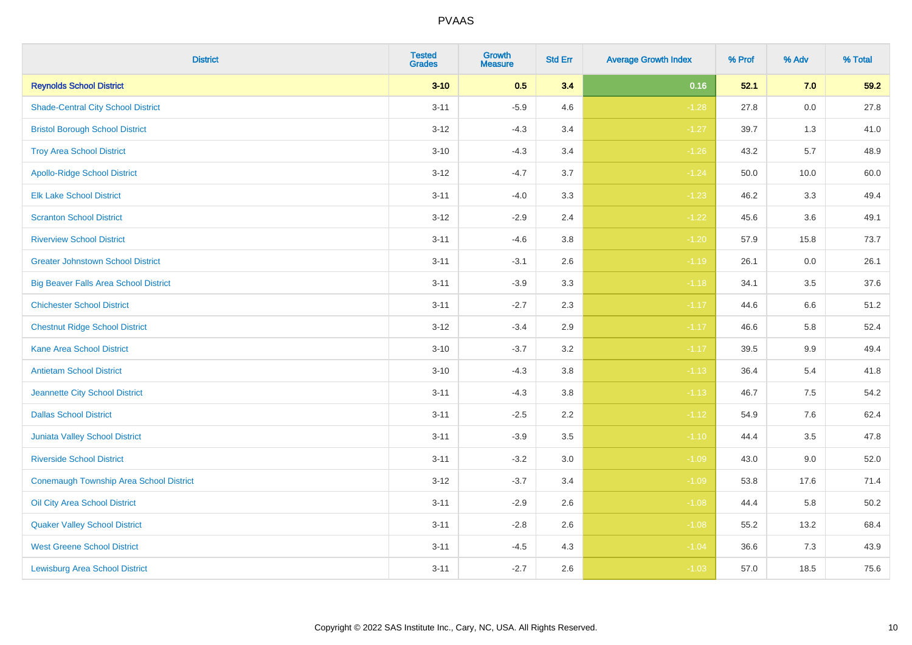| District | Tested Grades | Growth Measure | Std Err | Average Growth Index | % Prof | % Adv | % Total |
|---|---|---|---|---|---|---|---|
| **Reynolds School District** | **3-10** | **0.5** | **3.4** | **0.16** | **52.1** | **7.0** | **59.2** |
| Shade-Central City School District | 3-11 | -5.9 | 4.6 | -1.28 | 27.8 | 0.0 | 27.8 |
| Bristol Borough School District | 3-12 | -4.3 | 3.4 | -1.27 | 39.7 | 1.3 | 41.0 |
| Troy Area School District | 3-10 | -4.3 | 3.4 | -1.26 | 43.2 | 5.7 | 48.9 |
| Apollo-Ridge School District | 3-12 | -4.7 | 3.7 | -1.24 | 50.0 | 10.0 | 60.0 |
| Elk Lake School District | 3-11 | -4.0 | 3.3 | -1.23 | 46.2 | 3.3 | 49.4 |
| Scranton School District | 3-12 | -2.9 | 2.4 | -1.22 | 45.6 | 3.6 | 49.1 |
| Riverview School District | 3-11 | -4.6 | 3.8 | -1.20 | 57.9 | 15.8 | 73.7 |
| Greater Johnstown School District | 3-11 | -3.1 | 2.6 | -1.19 | 26.1 | 0.0 | 26.1 |
| Big Beaver Falls Area School District | 3-11 | -3.9 | 3.3 | -1.18 | 34.1 | 3.5 | 37.6 |
| Chichester School District | 3-11 | -2.7 | 2.3 | -1.17 | 44.6 | 6.6 | 51.2 |
| Chestnut Ridge School District | 3-12 | -3.4 | 2.9 | -1.17 | 46.6 | 5.8 | 52.4 |
| Kane Area School District | 3-10 | -3.7 | 3.2 | -1.17 | 39.5 | 9.9 | 49.4 |
| Antietam School District | 3-10 | -4.3 | 3.8 | -1.13 | 36.4 | 5.4 | 41.8 |
| Jeannette City School District | 3-11 | -4.3 | 3.8 | -1.13 | 46.7 | 7.5 | 54.2 |
| Dallas School District | 3-11 | -2.5 | 2.2 | -1.12 | 54.9 | 7.6 | 62.4 |
| Juniata Valley School District | 3-11 | -3.9 | 3.5 | -1.10 | 44.4 | 3.5 | 47.8 |
| Riverside School District | 3-11 | -3.2 | 3.0 | -1.09 | 43.0 | 9.0 | 52.0 |
| Conemaugh Township Area School District | 3-12 | -3.7 | 3.4 | -1.09 | 53.8 | 17.6 | 71.4 |
| Oil City Area School District | 3-11 | -2.9 | 2.6 | -1.08 | 44.4 | 5.8 | 50.2 |
| Quaker Valley School District | 3-11 | -2.8 | 2.6 | -1.08 | 55.2 | 13.2 | 68.4 |
| West Greene School District | 3-11 | -4.5 | 4.3 | -1.04 | 36.6 | 7.3 | 43.9 |
| Lewisburg Area School District | 3-11 | -2.7 | 2.6 | -1.03 | 57.0 | 18.5 | 75.6 |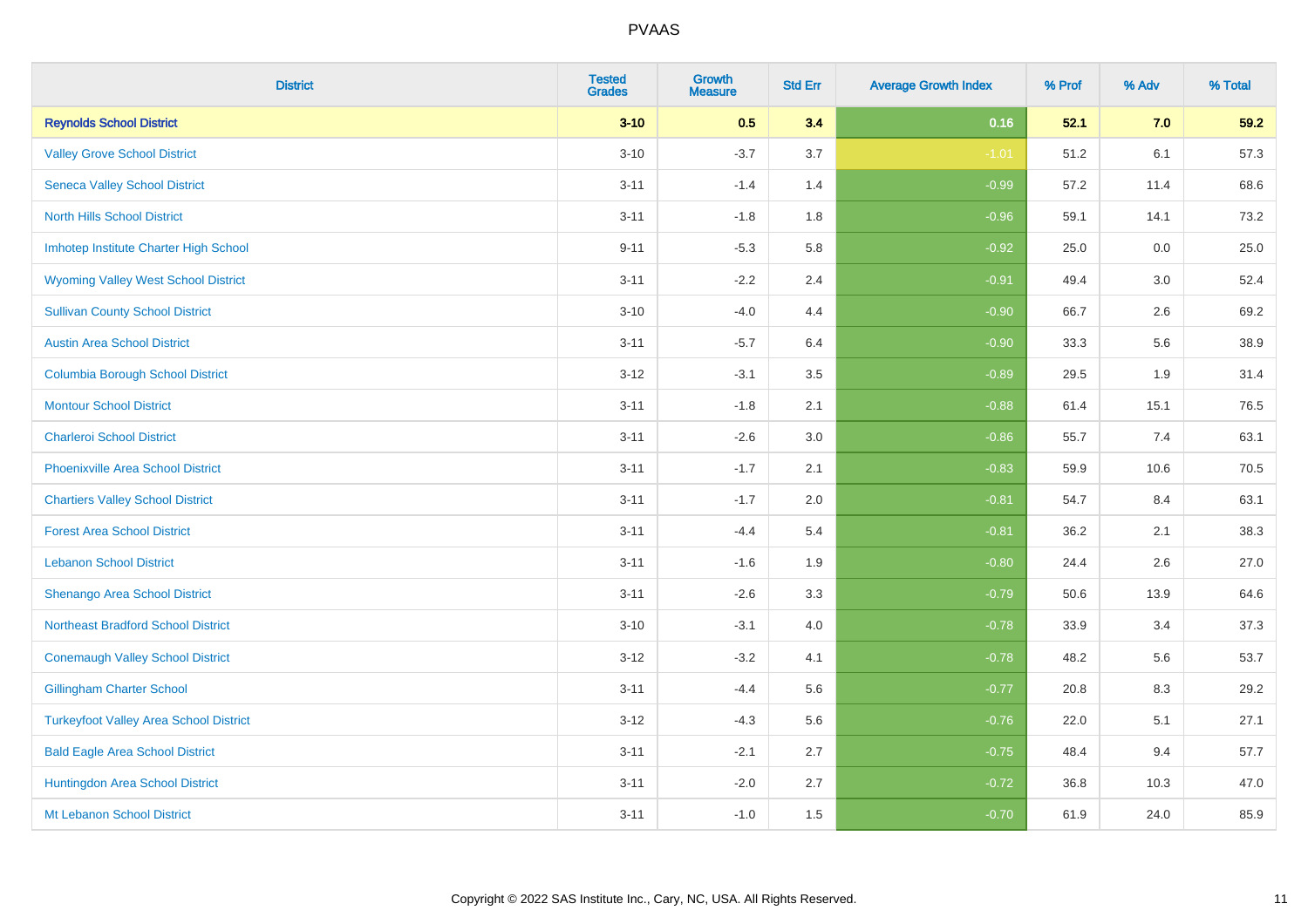| District | Tested Grades | Growth Measure | Std Err | Average Growth Index | % Prof | % Adv | % Total |
|---|---|---|---|---|---|---|---|
| **Reynolds School District** | **3-10** | **0.5** | **3.4** | **0.16** | **52.1** | **7.0** | **59.2** |
| Valley Grove School District | 3-10 | -3.7 | 3.7 | -1.01 | 51.2 | 6.1 | 57.3 |
| Seneca Valley School District | 3-11 | -1.4 | 1.4 | -0.99 | 57.2 | 11.4 | 68.6 |
| North Hills School District | 3-11 | -1.8 | 1.8 | -0.96 | 59.1 | 14.1 | 73.2 |
| Imhotep Institute Charter High School | 9-11 | -5.3 | 5.8 | -0.92 | 25.0 | 0.0 | 25.0 |
| Wyoming Valley West School District | 3-11 | -2.2 | 2.4 | -0.91 | 49.4 | 3.0 | 52.4 |
| Sullivan County School District | 3-10 | -4.0 | 4.4 | -0.90 | 66.7 | 2.6 | 69.2 |
| Austin Area School District | 3-11 | -5.7 | 6.4 | -0.90 | 33.3 | 5.6 | 38.9 |
| Columbia Borough School District | 3-12 | -3.1 | 3.5 | -0.89 | 29.5 | 1.9 | 31.4 |
| Montour School District | 3-11 | -1.8 | 2.1 | -0.88 | 61.4 | 15.1 | 76.5 |
| Charleroi School District | 3-11 | -2.6 | 3.0 | -0.86 | 55.7 | 7.4 | 63.1 |
| Phoenixville Area School District | 3-11 | -1.7 | 2.1 | -0.83 | 59.9 | 10.6 | 70.5 |
| Chartiers Valley School District | 3-11 | -1.7 | 2.0 | -0.81 | 54.7 | 8.4 | 63.1 |
| Forest Area School District | 3-11 | -4.4 | 5.4 | -0.81 | 36.2 | 2.1 | 38.3 |
| Lebanon School District | 3-11 | -1.6 | 1.9 | -0.80 | 24.4 | 2.6 | 27.0 |
| Shenango Area School District | 3-11 | -2.6 | 3.3 | -0.79 | 50.6 | 13.9 | 64.6 |
| Northeast Bradford School District | 3-10 | -3.1 | 4.0 | -0.78 | 33.9 | 3.4 | 37.3 |
| Conemaugh Valley School District | 3-12 | -3.2 | 4.1 | -0.78 | 48.2 | 5.6 | 53.7 |
| Gillingham Charter School | 3-11 | -4.4 | 5.6 | -0.77 | 20.8 | 8.3 | 29.2 |
| Turkeyfoot Valley Area School District | 3-12 | -4.3 | 5.6 | -0.76 | 22.0 | 5.1 | 27.1 |
| Bald Eagle Area School District | 3-11 | -2.1 | 2.7 | -0.75 | 48.4 | 9.4 | 57.7 |
| Huntingdon Area School District | 3-11 | -2.0 | 2.7 | -0.72 | 36.8 | 10.3 | 47.0 |
| Mt Lebanon School District | 3-11 | -1.0 | 1.5 | -0.70 | 61.9 | 24.0 | 85.9 |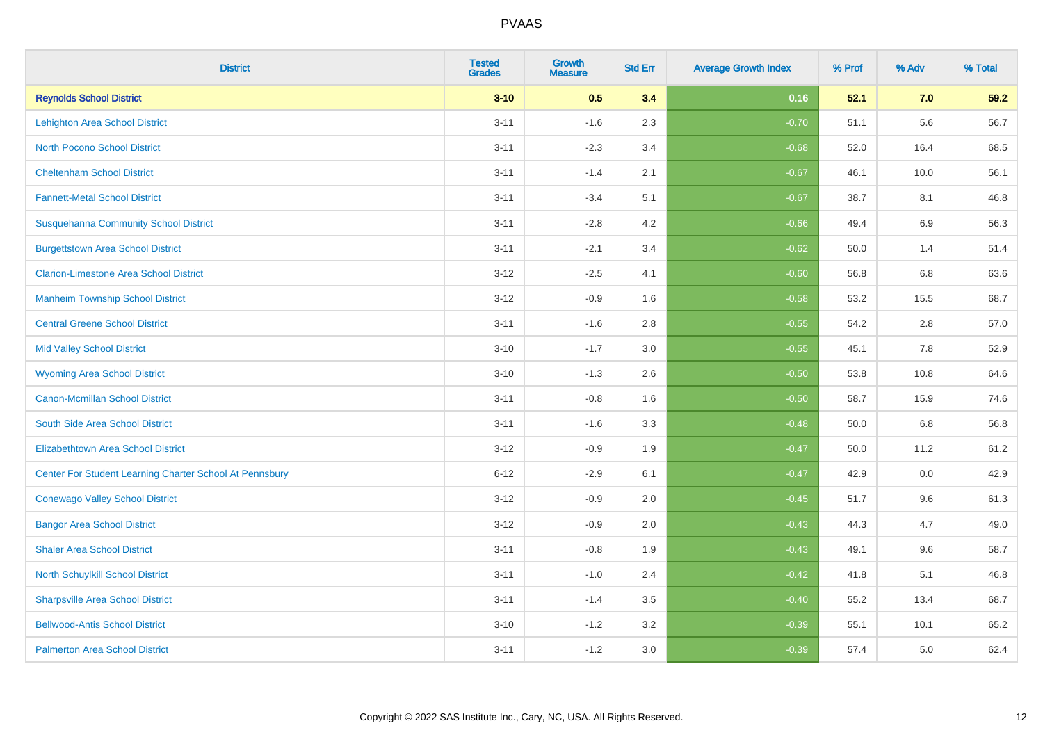# PVAAS

| District | Tested Grades | Growth Measure | Std Err | Average Growth Index | % Prof | % Adv | % Total |
|---|---|---|---|---|---|---|---|
| **Reynolds School District** | **3-10** | **0.5** | **3.4** | **0.16** | **52.1** | **7.0** | **59.2** |
| Lehighton Area School District | 3-11 | -1.6 | 2.3 | -0.70 | 51.1 | 5.6 | 56.7 |
| North Pocono School District | 3-11 | -2.3 | 3.4 | -0.68 | 52.0 | 16.4 | 68.5 |
| Cheltenham School District | 3-11 | -1.4 | 2.1 | -0.67 | 46.1 | 10.0 | 56.1 |
| Fannett-Metal School District | 3-11 | -3.4 | 5.1 | -0.67 | 38.7 | 8.1 | 46.8 |
| Susquehanna Community School District | 3-11 | -2.8 | 4.2 | -0.66 | 49.4 | 6.9 | 56.3 |
| Burgettstown Area School District | 3-11 | -2.1 | 3.4 | -0.62 | 50.0 | 1.4 | 51.4 |
| Clarion-Limestone Area School District | 3-12 | -2.5 | 4.1 | -0.60 | 56.8 | 6.8 | 63.6 |
| Manheim Township School District | 3-12 | -0.9 | 1.6 | -0.58 | 53.2 | 15.5 | 68.7 |
| Central Greene School District | 3-11 | -1.6 | 2.8 | -0.55 | 54.2 | 2.8 | 57.0 |
| Mid Valley School District | 3-10 | -1.7 | 3.0 | -0.55 | 45.1 | 7.8 | 52.9 |
| Wyoming Area School District | 3-10 | -1.3 | 2.6 | -0.50 | 53.8 | 10.8 | 64.6 |
| Canon-Mcmillan School District | 3-11 | -0.8 | 1.6 | -0.50 | 58.7 | 15.9 | 74.6 |
| South Side Area School District | 3-11 | -1.6 | 3.3 | -0.48 | 50.0 | 6.8 | 56.8 |
| Elizabethtown Area School District | 3-12 | -0.9 | 1.9 | -0.47 | 50.0 | 11.2 | 61.2 |
| Center For Student Learning Charter School At Pennsbury | 6-12 | -2.9 | 6.1 | -0.47 | 42.9 | 0.0 | 42.9 |
| Conewago Valley School District | 3-12 | -0.9 | 2.0 | -0.45 | 51.7 | 9.6 | 61.3 |
| Bangor Area School District | 3-12 | -0.9 | 2.0 | -0.43 | 44.3 | 4.7 | 49.0 |
| Shaler Area School District | 3-11 | -0.8 | 1.9 | -0.43 | 49.1 | 9.6 | 58.7 |
| North Schuylkill School District | 3-11 | -1.0 | 2.4 | -0.42 | 41.8 | 5.1 | 46.8 |
| Sharpsville Area School District | 3-11 | -1.4 | 3.5 | -0.40 | 55.2 | 13.4 | 68.7 |
| Bellwood-Antis School District | 3-10 | -1.2 | 3.2 | -0.39 | 55.1 | 10.1 | 65.2 |
| Palmerton Area School District | 3-11 | -1.2 | 3.0 | -0.39 | 57.4 | 5.0 | 62.4 |

Copyright © 2022 SAS Institute Inc., Cary, NC, USA. All Rights Reserved.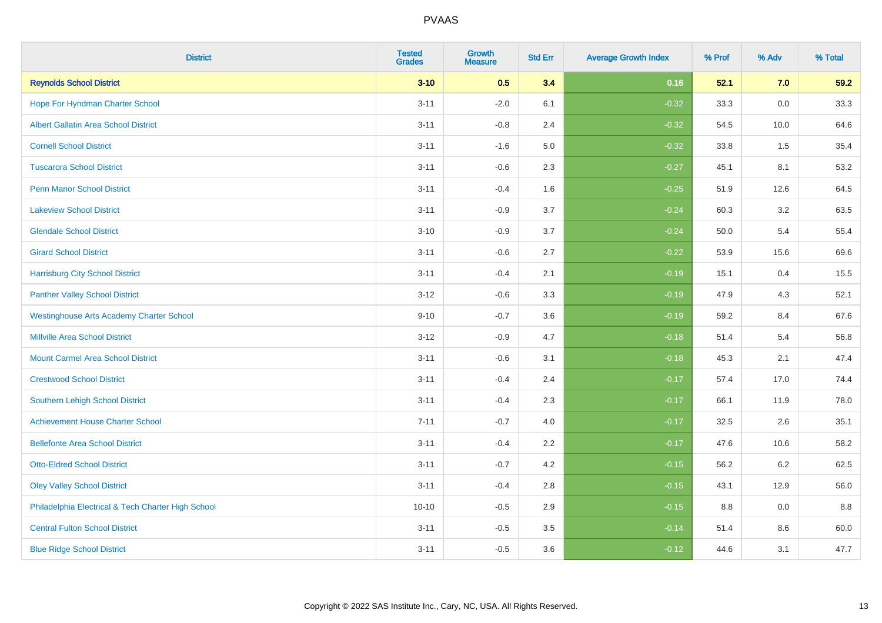| District | Tested Grades | Growth Measure | Std Err | Average Growth Index | % Prof | % Adv | % Total |
|---|---|---|---|---|---|---|---|
| **Reynolds School District** | **3-10** | **0.5** | **3.4** | **0.16** | **52.1** | **7.0** | **59.2** |
| Hope For Hyndman Charter School | 3-11 | -2.0 | 6.1 | -0.32 | 33.3 | 0.0 | 33.3 |
| Albert Gallatin Area School District | 3-11 | -0.8 | 2.4 | -0.32 | 54.5 | 10.0 | 64.6 |
| Cornell School District | 3-11 | -1.6 | 5.0 | -0.32 | 33.8 | 1.5 | 35.4 |
| Tuscarora School District | 3-11 | -0.6 | 2.3 | -0.27 | 45.1 | 8.1 | 53.2 |
| Penn Manor School District | 3-11 | -0.4 | 1.6 | -0.25 | 51.9 | 12.6 | 64.5 |
| Lakeview School District | 3-11 | -0.9 | 3.7 | -0.24 | 60.3 | 3.2 | 63.5 |
| Glendale School District | 3-10 | -0.9 | 3.7 | -0.24 | 50.0 | 5.4 | 55.4 |
| Girard School District | 3-11 | -0.6 | 2.7 | -0.22 | 53.9 | 15.6 | 69.6 |
| Harrisburg City School District | 3-11 | -0.4 | 2.1 | -0.19 | 15.1 | 0.4 | 15.5 |
| Panther Valley School District | 3-12 | -0.6 | 3.3 | -0.19 | 47.9 | 4.3 | 52.1 |
| Westinghouse Arts Academy Charter School | 9-10 | -0.7 | 3.6 | -0.19 | 59.2 | 8.4 | 67.6 |
| Millville Area School District | 3-12 | -0.9 | 4.7 | -0.18 | 51.4 | 5.4 | 56.8 |
| Mount Carmel Area School District | 3-11 | -0.6 | 3.1 | -0.18 | 45.3 | 2.1 | 47.4 |
| Crestwood School District | 3-11 | -0.4 | 2.4 | -0.17 | 57.4 | 17.0 | 74.4 |
| Southern Lehigh School District | 3-11 | -0.4 | 2.3 | -0.17 | 66.1 | 11.9 | 78.0 |
| Achievement House Charter School | 7-11 | -0.7 | 4.0 | -0.17 | 32.5 | 2.6 | 35.1 |
| Bellefonte Area School District | 3-11 | -0.4 | 2.2 | -0.17 | 47.6 | 10.6 | 58.2 |
| Otto-Eldred School District | 3-11 | -0.7 | 4.2 | -0.15 | 56.2 | 6.2 | 62.5 |
| Oley Valley School District | 3-11 | -0.4 | 2.8 | -0.15 | 43.1 | 12.9 | 56.0 |
| Philadelphia Electrical & Tech Charter High School | 10-10 | -0.5 | 2.9 | -0.15 | 8.8 | 0.0 | 8.8 |
| Central Fulton School District | 3-11 | -0.5 | 3.5 | -0.14 | 51.4 | 8.6 | 60.0 |
| Blue Ridge School District | 3-11 | -0.5 | 3.6 | -0.12 | 44.6 | 3.1 | 47.7 |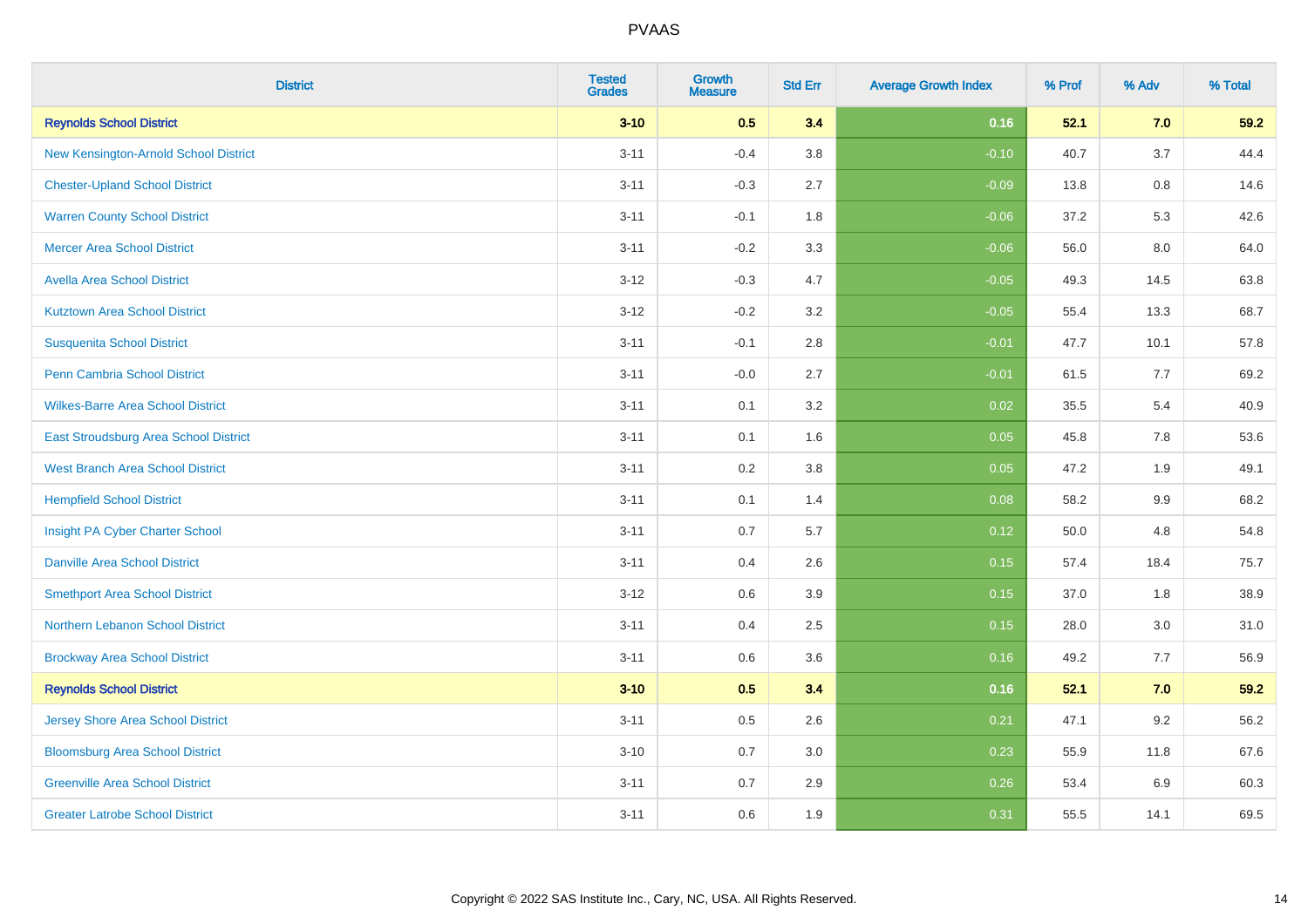| District | Tested Grades | Growth Measure | Std Err | Average Growth Index | % Prof | % Adv | % Total |
|---|---|---|---|---|---|---|---|
| **Reynolds School District** | **3-10** | **0.5** | **3.4** | **0.16** | **52.1** | **7.0** | **59.2** |
| New Kensington-Arnold School District | 3-11 | -0.4 | 3.8 | -0.10 | 40.7 | 3.7 | 44.4 |
| Chester-Upland School District | 3-11 | -0.3 | 2.7 | -0.09 | 13.8 | 0.8 | 14.6 |
| Warren County School District | 3-11 | -0.1 | 1.8 | -0.06 | 37.2 | 5.3 | 42.6 |
| Mercer Area School District | 3-11 | -0.2 | 3.3 | -0.06 | 56.0 | 8.0 | 64.0 |
| Avella Area School District | 3-12 | -0.3 | 4.7 | -0.05 | 49.3 | 14.5 | 63.8 |
| Kutztown Area School District | 3-12 | -0.2 | 3.2 | -0.05 | 55.4 | 13.3 | 68.7 |
| Susquenita School District | 3-11 | -0.1 | 2.8 | -0.01 | 47.7 | 10.1 | 57.8 |
| Penn Cambria School District | 3-11 | -0.0 | 2.7 | -0.01 | 61.5 | 7.7 | 69.2 |
| Wilkes-Barre Area School District | 3-11 | 0.1 | 3.2 | 0.02 | 35.5 | 5.4 | 40.9 |
| East Stroudsburg Area School District | 3-11 | 0.1 | 1.6 | 0.05 | 45.8 | 7.8 | 53.6 |
| West Branch Area School District | 3-11 | 0.2 | 3.8 | 0.05 | 47.2 | 1.9 | 49.1 |
| Hempfield School District | 3-11 | 0.1 | 1.4 | 0.08 | 58.2 | 9.9 | 68.2 |
| Insight PA Cyber Charter School | 3-11 | 0.7 | 5.7 | 0.12 | 50.0 | 4.8 | 54.8 |
| Danville Area School District | 3-11 | 0.4 | 2.6 | 0.15 | 57.4 | 18.4 | 75.7 |
| Smethport Area School District | 3-12 | 0.6 | 3.9 | 0.15 | 37.0 | 1.8 | 38.9 |
| Northern Lebanon School District | 3-11 | 0.4 | 2.5 | 0.15 | 28.0 | 3.0 | 31.0 |
| Brockway Area School District | 3-11 | 0.6 | 3.6 | 0.16 | 49.2 | 7.7 | 56.9 |
| **Reynolds School District** | **3-10** | **0.5** | **3.4** | **0.16** | **52.1** | **7.0** | **59.2** |
| Jersey Shore Area School District | 3-11 | 0.5 | 2.6 | 0.21 | 47.1 | 9.2 | 56.2 |
| Bloomsburg Area School District | 3-10 | 0.7 | 3.0 | 0.23 | 55.9 | 11.8 | 67.6 |
| Greenville Area School District | 3-11 | 0.7 | 2.9 | 0.26 | 53.4 | 6.9 | 60.3 |
| Greater Latrobe School District | 3-11 | 0.6 | 1.9 | 0.31 | 55.5 | 14.1 | 69.5 |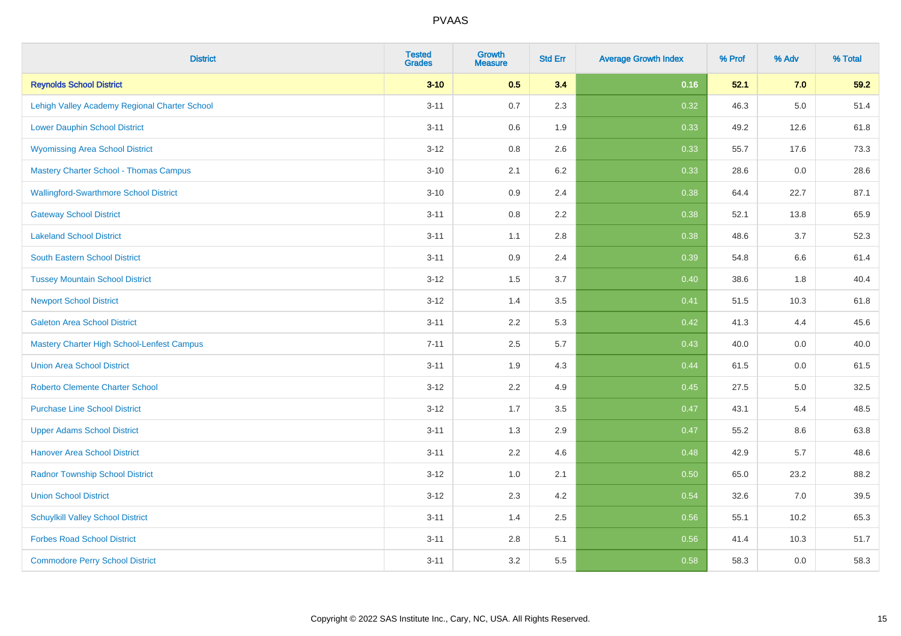# PVAAS

| District | Tested Grades | Growth Measure | Std Err | Average Growth Index | % Prof | % Adv | % Total |
|---|---|---|---|---|---|---|---|
| **Reynolds School District** | **3-10** | **0.5** | **3.4** | **0.16** | **52.1** | **7.0** | **59.2** |
| Lehigh Valley Academy Regional Charter School | 3-11 | 0.7 | 2.3 | 0.32 | 46.3 | 5.0 | 51.4 |
| Lower Dauphin School District | 3-11 | 0.6 | 1.9 | 0.33 | 49.2 | 12.6 | 61.8 |
| Wyomissing Area School District | 3-12 | 0.8 | 2.6 | 0.33 | 55.7 | 17.6 | 73.3 |
| Mastery Charter School - Thomas Campus | 3-10 | 2.1 | 6.2 | 0.33 | 28.6 | 0.0 | 28.6 |
| Wallingford-Swarthmore School District | 3-10 | 0.9 | 2.4 | 0.38 | 64.4 | 22.7 | 87.1 |
| Gateway School District | 3-11 | 0.8 | 2.2 | 0.38 | 52.1 | 13.8 | 65.9 |
| Lakeland School District | 3-11 | 1.1 | 2.8 | 0.38 | 48.6 | 3.7 | 52.3 |
| South Eastern School District | 3-11 | 0.9 | 2.4 | 0.39 | 54.8 | 6.6 | 61.4 |
| Tussey Mountain School District | 3-12 | 1.5 | 3.7 | 0.40 | 38.6 | 1.8 | 40.4 |
| Newport School District | 3-12 | 1.4 | 3.5 | 0.41 | 51.5 | 10.3 | 61.8 |
| Galeton Area School District | 3-11 | 2.2 | 5.3 | 0.42 | 41.3 | 4.4 | 45.6 |
| Mastery Charter High School-Lenfest Campus | 7-11 | 2.5 | 5.7 | 0.43 | 40.0 | 0.0 | 40.0 |
| Union Area School District | 3-11 | 1.9 | 4.3 | 0.44 | 61.5 | 0.0 | 61.5 |
| Roberto Clemente Charter School | 3-12 | 2.2 | 4.9 | 0.45 | 27.5 | 5.0 | 32.5 |
| Purchase Line School District | 3-12 | 1.7 | 3.5 | 0.47 | 43.1 | 5.4 | 48.5 |
| Upper Adams School District | 3-11 | 1.3 | 2.9 | 0.47 | 55.2 | 8.6 | 63.8 |
| Hanover Area School District | 3-11 | 2.2 | 4.6 | 0.48 | 42.9 | 5.7 | 48.6 |
| Radnor Township School District | 3-12 | 1.0 | 2.1 | 0.50 | 65.0 | 23.2 | 88.2 |
| Union School District | 3-12 | 2.3 | 4.2 | 0.54 | 32.6 | 7.0 | 39.5 |
| Schuylkill Valley School District | 3-11 | 1.4 | 2.5 | 0.56 | 55.1 | 10.2 | 65.3 |
| Forbes Road School District | 3-11 | 2.8 | 5.1 | 0.56 | 41.4 | 10.3 | 51.7 |
| Commodore Perry School District | 3-11 | 3.2 | 5.5 | 0.58 | 58.3 | 0.0 | 58.3 |

Copyright © 2022 SAS Institute Inc., Cary, NC, USA. All Rights Reserved.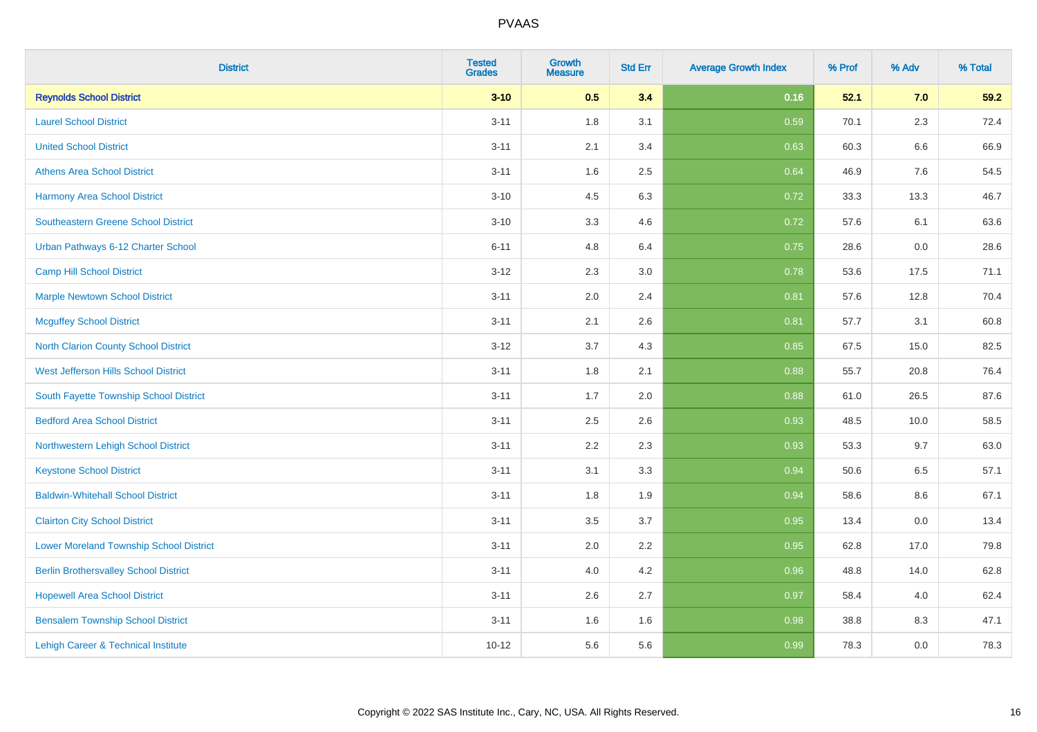| District | Tested Grades | Growth Measure | Std Err | Average Growth Index | % Prof | % Adv | % Total |
|---|---|---|---|---|---|---|---|
| **Reynolds School District** | **3-10** | **0.5** | **3.4** | **0.16** | **52.1** | **7.0** | **59.2** |
| Laurel School District | 3-11 | 1.8 | 3.1 | 0.59 | 70.1 | 2.3 | 72.4 |
| United School District | 3-11 | 2.1 | 3.4 | 0.63 | 60.3 | 6.6 | 66.9 |
| Athens Area School District | 3-11 | 1.6 | 2.5 | 0.64 | 46.9 | 7.6 | 54.5 |
| Harmony Area School District | 3-10 | 4.5 | 6.3 | 0.72 | 33.3 | 13.3 | 46.7 |
| Southeastern Greene School District | 3-10 | 3.3 | 4.6 | 0.72 | 57.6 | 6.1 | 63.6 |
| Urban Pathways 6-12 Charter School | 6-11 | 4.8 | 6.4 | 0.75 | 28.6 | 0.0 | 28.6 |
| Camp Hill School District | 3-12 | 2.3 | 3.0 | 0.78 | 53.6 | 17.5 | 71.1 |
| Marple Newtown School District | 3-11 | 2.0 | 2.4 | 0.81 | 57.6 | 12.8 | 70.4 |
| Mcguffey School District | 3-11 | 2.1 | 2.6 | 0.81 | 57.7 | 3.1 | 60.8 |
| North Clarion County School District | 3-12 | 3.7 | 4.3 | 0.85 | 67.5 | 15.0 | 82.5 |
| West Jefferson Hills School District | 3-11 | 1.8 | 2.1 | 0.88 | 55.7 | 20.8 | 76.4 |
| South Fayette Township School District | 3-11 | 1.7 | 2.0 | 0.88 | 61.0 | 26.5 | 87.6 |
| Bedford Area School District | 3-11 | 2.5 | 2.6 | 0.93 | 48.5 | 10.0 | 58.5 |
| Northwestern Lehigh School District | 3-11 | 2.2 | 2.3 | 0.93 | 53.3 | 9.7 | 63.0 |
| Keystone School District | 3-11 | 3.1 | 3.3 | 0.94 | 50.6 | 6.5 | 57.1 |
| Baldwin-Whitehall School District | 3-11 | 1.8 | 1.9 | 0.94 | 58.6 | 8.6 | 67.1 |
| Clairton City School District | 3-11 | 3.5 | 3.7 | 0.95 | 13.4 | 0.0 | 13.4 |
| Lower Moreland Township School District | 3-11 | 2.0 | 2.2 | 0.95 | 62.8 | 17.0 | 79.8 |
| Berlin Brothersvalley School District | 3-11 | 4.0 | 4.2 | 0.96 | 48.8 | 14.0 | 62.8 |
| Hopewell Area School District | 3-11 | 2.6 | 2.7 | 0.97 | 58.4 | 4.0 | 62.4 |
| Bensalem Township School District | 3-11 | 1.6 | 1.6 | 0.98 | 38.8 | 8.3 | 47.1 |
| Lehigh Career & Technical Institute | 10-12 | 5.6 | 5.6 | 0.99 | 78.3 | 0.0 | 78.3 |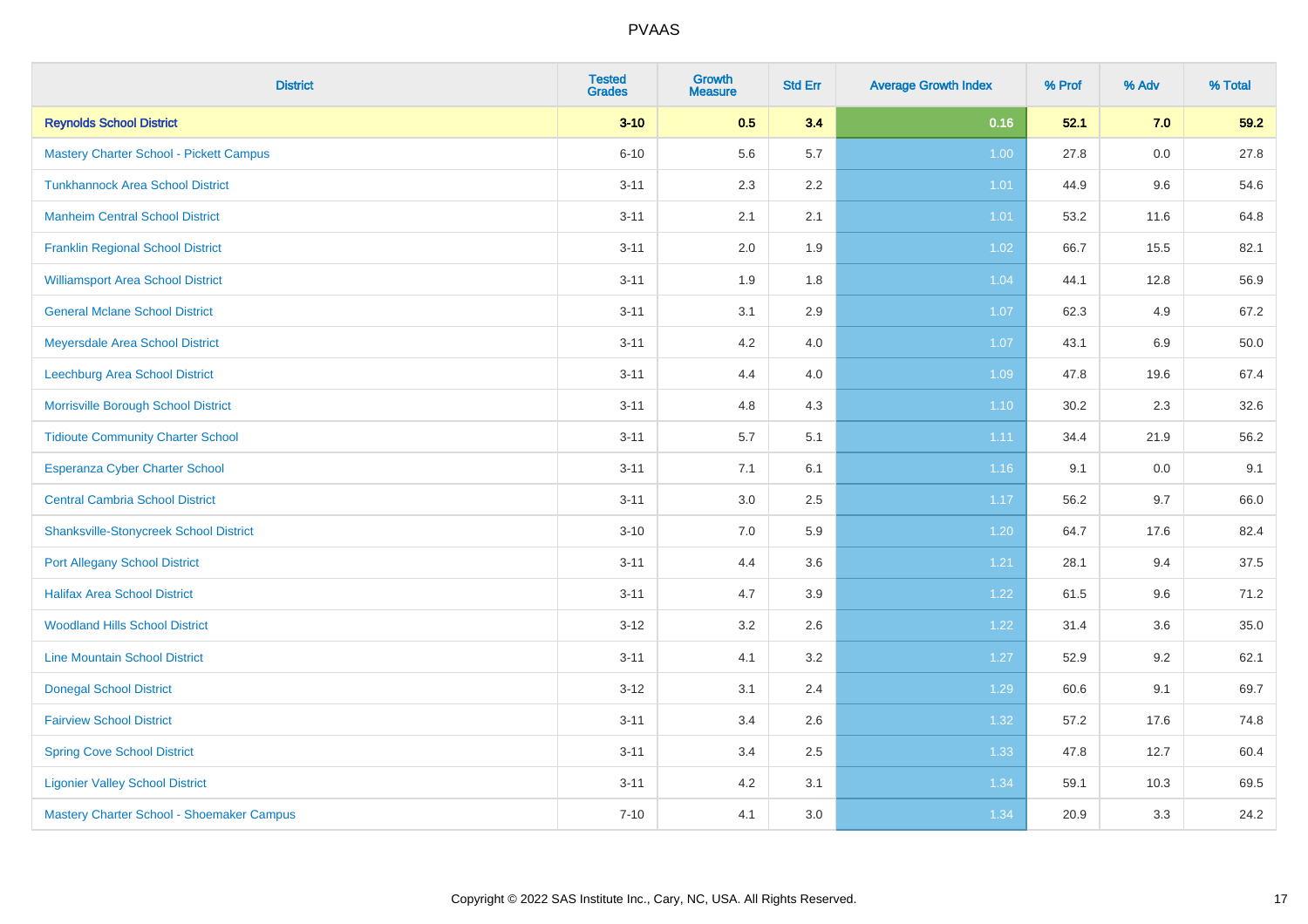# PVAAS

| District | Tested Grades | Growth Measure | Std Err | Average Growth Index | % Prof | % Adv | % Total |
|---|---|---|---|---|---|---|---|
| **Reynolds School District** | **3-10** | **0.5** | **3.4** | **0.16** | **52.1** | **7.0** | **59.2** |
| Mastery Charter School - Pickett Campus | 6-10 | 5.6 | 5.7 | 1.00 | 27.8 | 0.0 | 27.8 |
| Tunkhannock Area School District | 3-11 | 2.3 | 2.2 | 1.01 | 44.9 | 9.6 | 54.6 |
| Manheim Central School District | 3-11 | 2.1 | 2.1 | 1.01 | 53.2 | 11.6 | 64.8 |
| Franklin Regional School District | 3-11 | 2.0 | 1.9 | 1.02 | 66.7 | 15.5 | 82.1 |
| Williamsport Area School District | 3-11 | 1.9 | 1.8 | 1.04 | 44.1 | 12.8 | 56.9 |
| General Mclane School District | 3-11 | 3.1 | 2.9 | 1.07 | 62.3 | 4.9 | 67.2 |
| Meyersdale Area School District | 3-11 | 4.2 | 4.0 | 1.07 | 43.1 | 6.9 | 50.0 |
| Leechburg Area School District | 3-11 | 4.4 | 4.0 | 1.09 | 47.8 | 19.6 | 67.4 |
| Morrisville Borough School District | 3-11 | 4.8 | 4.3 | 1.10 | 30.2 | 2.3 | 32.6 |
| Tidioute Community Charter School | 3-11 | 5.7 | 5.1 | 1.11 | 34.4 | 21.9 | 56.2 |
| Esperanza Cyber Charter School | 3-11 | 7.1 | 6.1 | 1.16 | 9.1 | 0.0 | 9.1 |
| Central Cambria School District | 3-11 | 3.0 | 2.5 | 1.17 | 56.2 | 9.7 | 66.0 |
| Shanksville-Stonycreek School District | 3-10 | 7.0 | 5.9 | 1.20 | 64.7 | 17.6 | 82.4 |
| Port Allegany School District | 3-11 | 4.4 | 3.6 | 1.21 | 28.1 | 9.4 | 37.5 |
| Halifax Area School District | 3-11 | 4.7 | 3.9 | 1.22 | 61.5 | 9.6 | 71.2 |
| Woodland Hills School District | 3-12 | 3.2 | 2.6 | 1.22 | 31.4 | 3.6 | 35.0 |
| Line Mountain School District | 3-11 | 4.1 | 3.2 | 1.27 | 52.9 | 9.2 | 62.1 |
| Donegal School District | 3-12 | 3.1 | 2.4 | 1.29 | 60.6 | 9.1 | 69.7 |
| Fairview School District | 3-11 | 3.4 | 2.6 | 1.32 | 57.2 | 17.6 | 74.8 |
| Spring Cove School District | 3-11 | 3.4 | 2.5 | 1.33 | 47.8 | 12.7 | 60.4 |
| Ligonier Valley School District | 3-11 | 4.2 | 3.1 | 1.34 | 59.1 | 10.3 | 69.5 |
| Mastery Charter School - Shoemaker Campus | 7-10 | 4.1 | 3.0 | 1.34 | 20.9 | 3.3 | 24.2 |

Copyright © 2022 SAS Institute Inc., Cary, NC, USA. All Rights Reserved.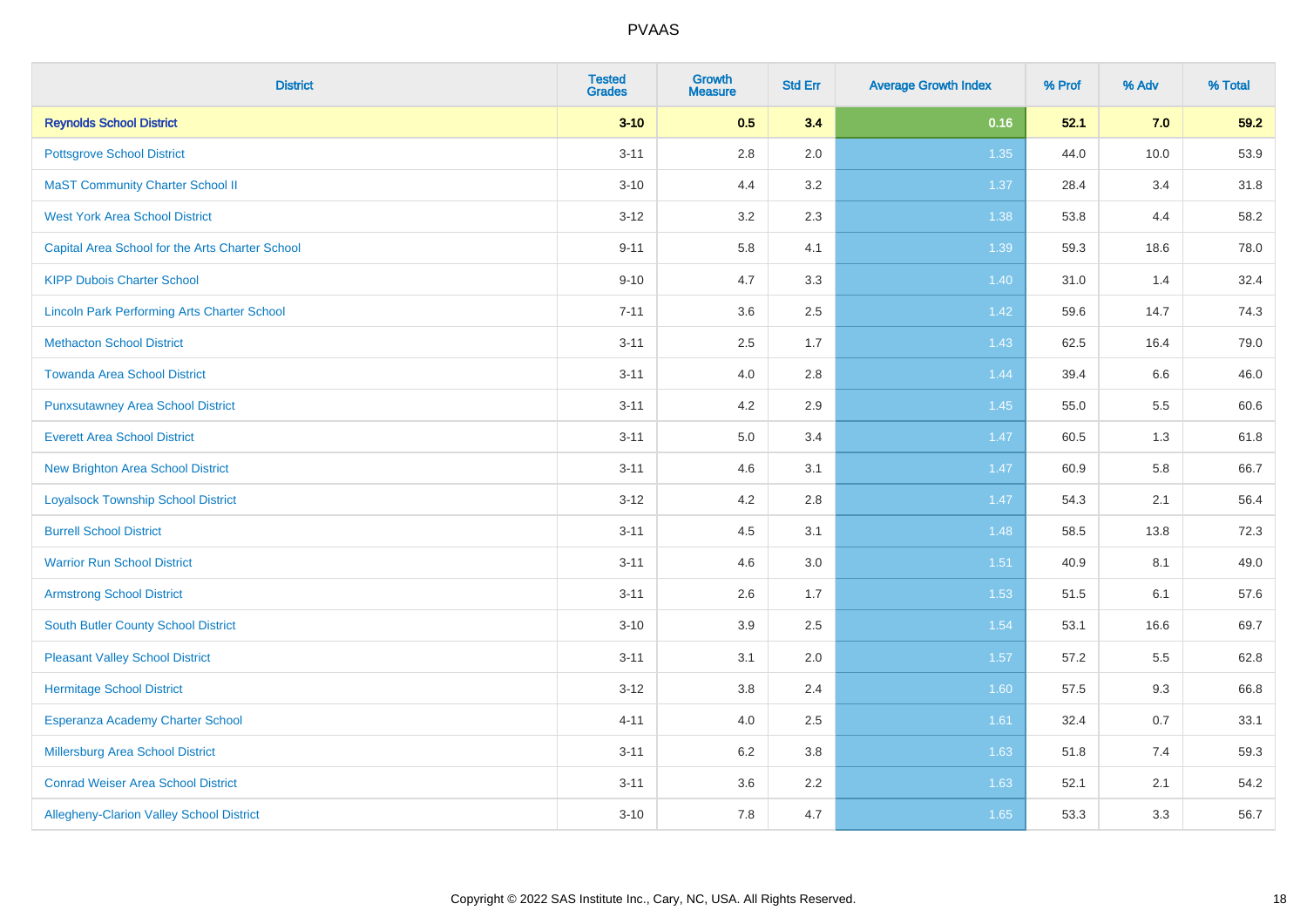| District | Tested Grades | Growth Measure | Std Err | Average Growth Index | % Prof | % Adv | % Total |
|---|---|---|---|---|---|---|---|
| **Reynolds School District** | **3-10** | **0.5** | **3.4** | **0.16** | **52.1** | **7.0** | **59.2** |
| Pottsgrove School District | 3-11 | 2.8 | 2.0 | 1.35 | 44.0 | 10.0 | 53.9 |
| MaST Community Charter School II | 3-10 | 4.4 | 3.2 | 1.37 | 28.4 | 3.4 | 31.8 |
| West York Area School District | 3-12 | 3.2 | 2.3 | 1.38 | 53.8 | 4.4 | 58.2 |
| Capital Area School for the Arts Charter School | 9-11 | 5.8 | 4.1 | 1.39 | 59.3 | 18.6 | 78.0 |
| KIPP Dubois Charter School | 9-10 | 4.7 | 3.3 | 1.40 | 31.0 | 1.4 | 32.4 |
| Lincoln Park Performing Arts Charter School | 7-11 | 3.6 | 2.5 | 1.42 | 59.6 | 14.7 | 74.3 |
| Methacton School District | 3-11 | 2.5 | 1.7 | 1.43 | 62.5 | 16.4 | 79.0 |
| Towanda Area School District | 3-11 | 4.0 | 2.8 | 1.44 | 39.4 | 6.6 | 46.0 |
| Punxsutawney Area School District | 3-11 | 4.2 | 2.9 | 1.45 | 55.0 | 5.5 | 60.6 |
| Everett Area School District | 3-11 | 5.0 | 3.4 | 1.47 | 60.5 | 1.3 | 61.8 |
| New Brighton Area School District | 3-11 | 4.6 | 3.1 | 1.47 | 60.9 | 5.8 | 66.7 |
| Loyalsock Township School District | 3-12 | 4.2 | 2.8 | 1.47 | 54.3 | 2.1 | 56.4 |
| Burrell School District | 3-11 | 4.5 | 3.1 | 1.48 | 58.5 | 13.8 | 72.3 |
| Warrior Run School District | 3-11 | 4.6 | 3.0 | 1.51 | 40.9 | 8.1 | 49.0 |
| Armstrong School District | 3-11 | 2.6 | 1.7 | 1.53 | 51.5 | 6.1 | 57.6 |
| South Butler County School District | 3-10 | 3.9 | 2.5 | 1.54 | 53.1 | 16.6 | 69.7 |
| Pleasant Valley School District | 3-11 | 3.1 | 2.0 | 1.57 | 57.2 | 5.5 | 62.8 |
| Hermitage School District | 3-12 | 3.8 | 2.4 | 1.60 | 57.5 | 9.3 | 66.8 |
| Esperanza Academy Charter School | 4-11 | 4.0 | 2.5 | 1.61 | 32.4 | 0.7 | 33.1 |
| Millersburg Area School District | 3-11 | 6.2 | 3.8 | 1.63 | 51.8 | 7.4 | 59.3 |
| Conrad Weiser Area School District | 3-11 | 3.6 | 2.2 | 1.63 | 52.1 | 2.1 | 54.2 |
| Allegheny-Clarion Valley School District | 3-10 | 7.8 | 4.7 | 1.65 | 53.3 | 3.3 | 56.7 |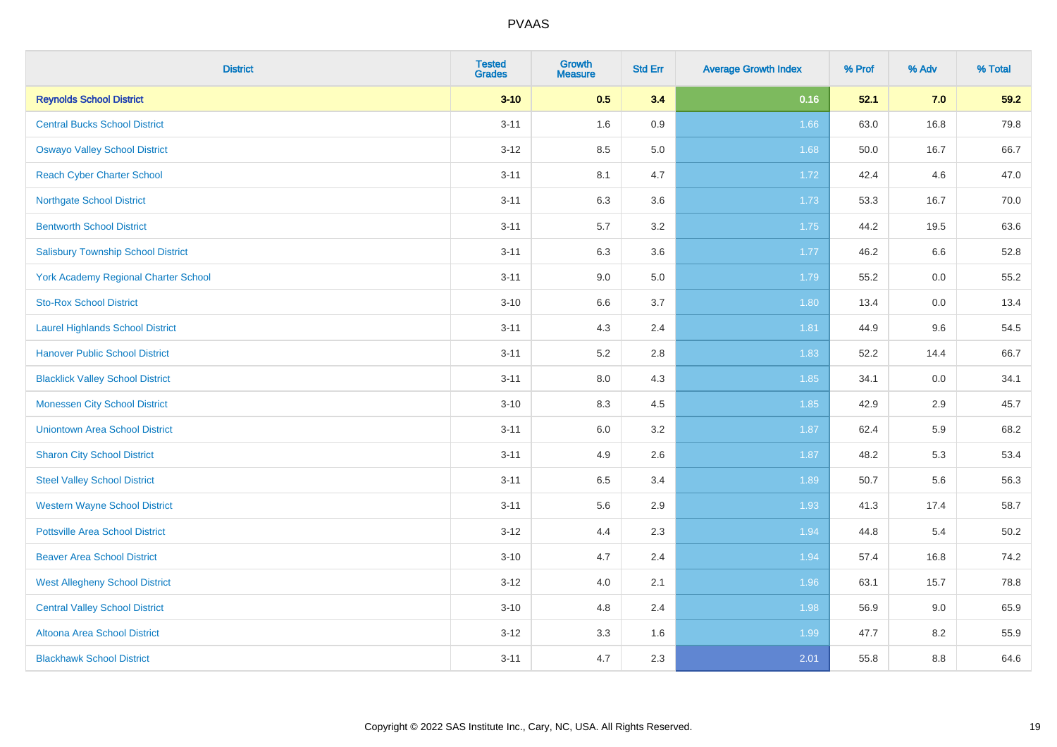# PVAAS

| District | Tested Grades | Growth Measure | Std Err | Average Growth Index | % Prof | % Adv | % Total |
|---|---|---|---|---|---|---|---|
| **Reynolds School District** | **3-10** | **0.5** | **3.4** | **0.16** | **52.1** | **7.0** | **59.2** |
| Central Bucks School District | 3-11 | 1.6 | 0.9 | 1.66 | 63.0 | 16.8 | 79.8 |
| Oswayo Valley School District | 3-12 | 8.5 | 5.0 | 1.68 | 50.0 | 16.7 | 66.7 |
| Reach Cyber Charter School | 3-11 | 8.1 | 4.7 | 1.72 | 42.4 | 4.6 | 47.0 |
| Northgate School District | 3-11 | 6.3 | 3.6 | 1.73 | 53.3 | 16.7 | 70.0 |
| Bentworth School District | 3-11 | 5.7 | 3.2 | 1.75 | 44.2 | 19.5 | 63.6 |
| Salisbury Township School District | 3-11 | 6.3 | 3.6 | 1.77 | 46.2 | 6.6 | 52.8 |
| York Academy Regional Charter School | 3-11 | 9.0 | 5.0 | 1.79 | 55.2 | 0.0 | 55.2 |
| Sto-Rox School District | 3-10 | 6.6 | 3.7 | 1.80 | 13.4 | 0.0 | 13.4 |
| Laurel Highlands School District | 3-11 | 4.3 | 2.4 | 1.81 | 44.9 | 9.6 | 54.5 |
| Hanover Public School District | 3-11 | 5.2 | 2.8 | 1.83 | 52.2 | 14.4 | 66.7 |
| Blacklick Valley School District | 3-11 | 8.0 | 4.3 | 1.85 | 34.1 | 0.0 | 34.1 |
| Monessen City School District | 3-10 | 8.3 | 4.5 | 1.85 | 42.9 | 2.9 | 45.7 |
| Uniontown Area School District | 3-11 | 6.0 | 3.2 | 1.87 | 62.4 | 5.9 | 68.2 |
| Sharon City School District | 3-11 | 4.9 | 2.6 | 1.87 | 48.2 | 5.3 | 53.4 |
| Steel Valley School District | 3-11 | 6.5 | 3.4 | 1.89 | 50.7 | 5.6 | 56.3 |
| Western Wayne School District | 3-11 | 5.6 | 2.9 | 1.93 | 41.3 | 17.4 | 58.7 |
| Pottsville Area School District | 3-12 | 4.4 | 2.3 | 1.94 | 44.8 | 5.4 | 50.2 |
| Beaver Area School District | 3-10 | 4.7 | 2.4 | 1.94 | 57.4 | 16.8 | 74.2 |
| West Allegheny School District | 3-12 | 4.0 | 2.1 | 1.96 | 63.1 | 15.7 | 78.8 |
| Central Valley School District | 3-10 | 4.8 | 2.4 | 1.98 | 56.9 | 9.0 | 65.9 |
| Altoona Area School District | 3-12 | 3.3 | 1.6 | 1.99 | 47.7 | 8.2 | 55.9 |
| Blackhawk School District | 3-11 | 4.7 | 2.3 | 2.01 | 55.8 | 8.8 | 64.6 |

Copyright © 2022 SAS Institute Inc., Cary, NC, USA. All Rights Reserved.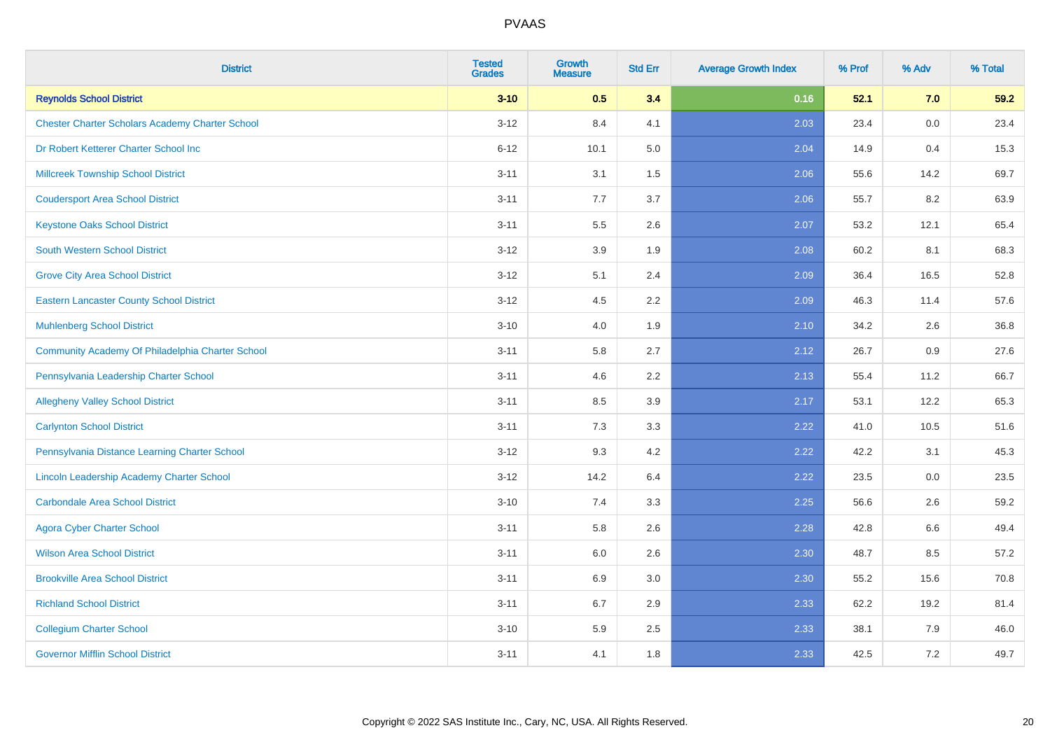# PVAAS

| District | Tested Grades | Growth Measure | Std Err | Average Growth Index | % Prof | % Adv | % Total |
|---|---|---|---|---|---|---|---|
| **Reynolds School District** | **3-10** | **0.5** | **3.4** | **0.16** | **52.1** | **7.0** | **59.2** |
| Chester Charter Scholars Academy Charter School | 3-12 | 8.4 | 4.1 | 2.03 | 23.4 | 0.0 | 23.4 |
| Dr Robert Ketterer Charter School Inc | 6-12 | 10.1 | 5.0 | 2.04 | 14.9 | 0.4 | 15.3 |
| Millcreek Township School District | 3-11 | 3.1 | 1.5 | 2.06 | 55.6 | 14.2 | 69.7 |
| Coudersport Area School District | 3-11 | 7.7 | 3.7 | 2.06 | 55.7 | 8.2 | 63.9 |
| Keystone Oaks School District | 3-11 | 5.5 | 2.6 | 2.07 | 53.2 | 12.1 | 65.4 |
| South Western School District | 3-12 | 3.9 | 1.9 | 2.08 | 60.2 | 8.1 | 68.3 |
| Grove City Area School District | 3-12 | 5.1 | 2.4 | 2.09 | 36.4 | 16.5 | 52.8 |
| Eastern Lancaster County School District | 3-12 | 4.5 | 2.2 | 2.09 | 46.3 | 11.4 | 57.6 |
| Muhlenberg School District | 3-10 | 4.0 | 1.9 | 2.10 | 34.2 | 2.6 | 36.8 |
| Community Academy Of Philadelphia Charter School | 3-11 | 5.8 | 2.7 | 2.12 | 26.7 | 0.9 | 27.6 |
| Pennsylvania Leadership Charter School | 3-11 | 4.6 | 2.2 | 2.13 | 55.4 | 11.2 | 66.7 |
| Allegheny Valley School District | 3-11 | 8.5 | 3.9 | 2.17 | 53.1 | 12.2 | 65.3 |
| Carlynton School District | 3-11 | 7.3 | 3.3 | 2.22 | 41.0 | 10.5 | 51.6 |
| Pennsylvania Distance Learning Charter School | 3-12 | 9.3 | 4.2 | 2.22 | 42.2 | 3.1 | 45.3 |
| Lincoln Leadership Academy Charter School | 3-12 | 14.2 | 6.4 | 2.22 | 23.5 | 0.0 | 23.5 |
| Carbondale Area School District | 3-10 | 7.4 | 3.3 | 2.25 | 56.6 | 2.6 | 59.2 |
| Agora Cyber Charter School | 3-11 | 5.8 | 2.6 | 2.28 | 42.8 | 6.6 | 49.4 |
| Wilson Area School District | 3-11 | 6.0 | 2.6 | 2.30 | 48.7 | 8.5 | 57.2 |
| Brookville Area School District | 3-11 | 6.9 | 3.0 | 2.30 | 55.2 | 15.6 | 70.8 |
| Richland School District | 3-11 | 6.7 | 2.9 | 2.33 | 62.2 | 19.2 | 81.4 |
| Collegium Charter School | 3-10 | 5.9 | 2.5 | 2.33 | 38.1 | 7.9 | 46.0 |
| Governor Mifflin School District | 3-11 | 4.1 | 1.8 | 2.33 | 42.5 | 7.2 | 49.7 |

Copyright © 2022 SAS Institute Inc., Cary, NC, USA. All Rights Reserved.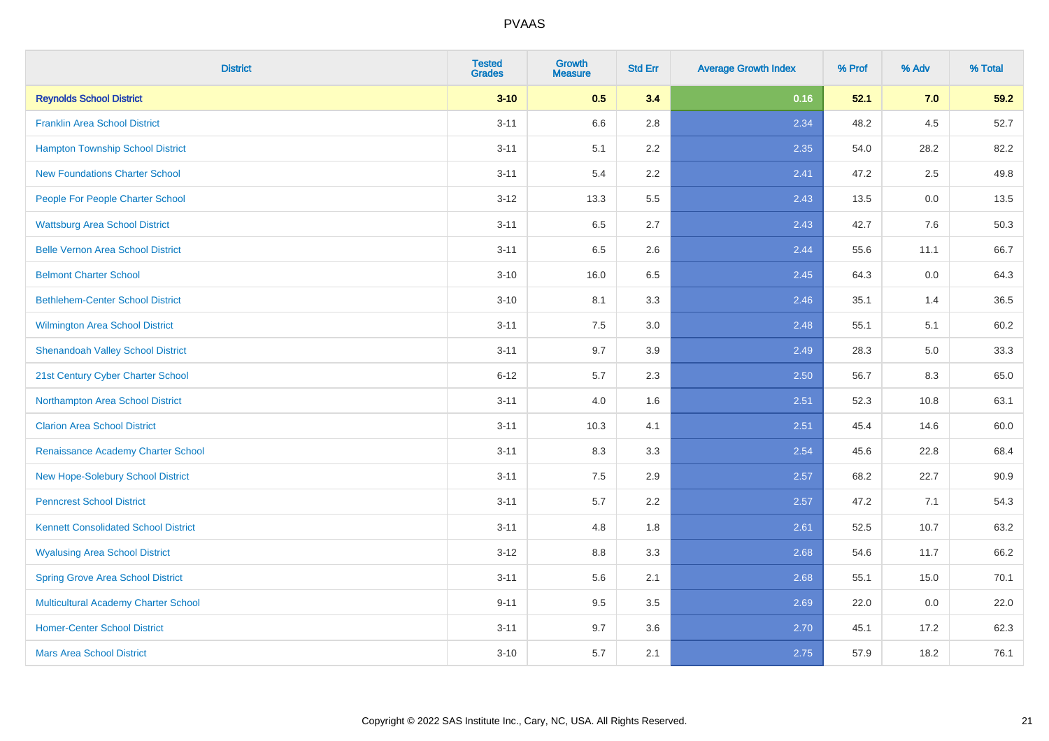# PVAAS

| District | Tested Grades | Growth Measure | Std Err | Average Growth Index | % Prof | % Adv | % Total |
|---|---|---|---|---|---|---|---|
| **Reynolds School District** | **3-10** | **0.5** | **3.4** | **0.16** | **52.1** | **7.0** | **59.2** |
| Franklin Area School District | 3-11 | 6.6 | 2.8 | 2.34 | 48.2 | 4.5 | 52.7 |
| Hampton Township School District | 3-11 | 5.1 | 2.2 | 2.35 | 54.0 | 28.2 | 82.2 |
| New Foundations Charter School | 3-11 | 5.4 | 2.2 | 2.41 | 47.2 | 2.5 | 49.8 |
| People For People Charter School | 3-12 | 13.3 | 5.5 | 2.43 | 13.5 | 0.0 | 13.5 |
| Wattsburg Area School District | 3-11 | 6.5 | 2.7 | 2.43 | 42.7 | 7.6 | 50.3 |
| Belle Vernon Area School District | 3-11 | 6.5 | 2.6 | 2.44 | 55.6 | 11.1 | 66.7 |
| Belmont Charter School | 3-10 | 16.0 | 6.5 | 2.45 | 64.3 | 0.0 | 64.3 |
| Bethlehem-Center School District | 3-10 | 8.1 | 3.3 | 2.46 | 35.1 | 1.4 | 36.5 |
| Wilmington Area School District | 3-11 | 7.5 | 3.0 | 2.48 | 55.1 | 5.1 | 60.2 |
| Shenandoah Valley School District | 3-11 | 9.7 | 3.9 | 2.49 | 28.3 | 5.0 | 33.3 |
| 21st Century Cyber Charter School | 6-12 | 5.7 | 2.3 | 2.50 | 56.7 | 8.3 | 65.0 |
| Northampton Area School District | 3-11 | 4.0 | 1.6 | 2.51 | 52.3 | 10.8 | 63.1 |
| Clarion Area School District | 3-11 | 10.3 | 4.1 | 2.51 | 45.4 | 14.6 | 60.0 |
| Renaissance Academy Charter School | 3-11 | 8.3 | 3.3 | 2.54 | 45.6 | 22.8 | 68.4 |
| New Hope-Solebury School District | 3-11 | 7.5 | 2.9 | 2.57 | 68.2 | 22.7 | 90.9 |
| Penncrest School District | 3-11 | 5.7 | 2.2 | 2.57 | 47.2 | 7.1 | 54.3 |
| Kennett Consolidated School District | 3-11 | 4.8 | 1.8 | 2.61 | 52.5 | 10.7 | 63.2 |
| Wyalusing Area School District | 3-12 | 8.8 | 3.3 | 2.68 | 54.6 | 11.7 | 66.2 |
| Spring Grove Area School District | 3-11 | 5.6 | 2.1 | 2.68 | 55.1 | 15.0 | 70.1 |
| Multicultural Academy Charter School | 9-11 | 9.5 | 3.5 | 2.69 | 22.0 | 0.0 | 22.0 |
| Homer-Center School District | 3-11 | 9.7 | 3.6 | 2.70 | 45.1 | 17.2 | 62.3 |
| Mars Area School District | 3-10 | 5.7 | 2.1 | 2.75 | 57.9 | 18.2 | 76.1 |

Copyright © 2022 SAS Institute Inc., Cary, NC, USA. All Rights Reserved.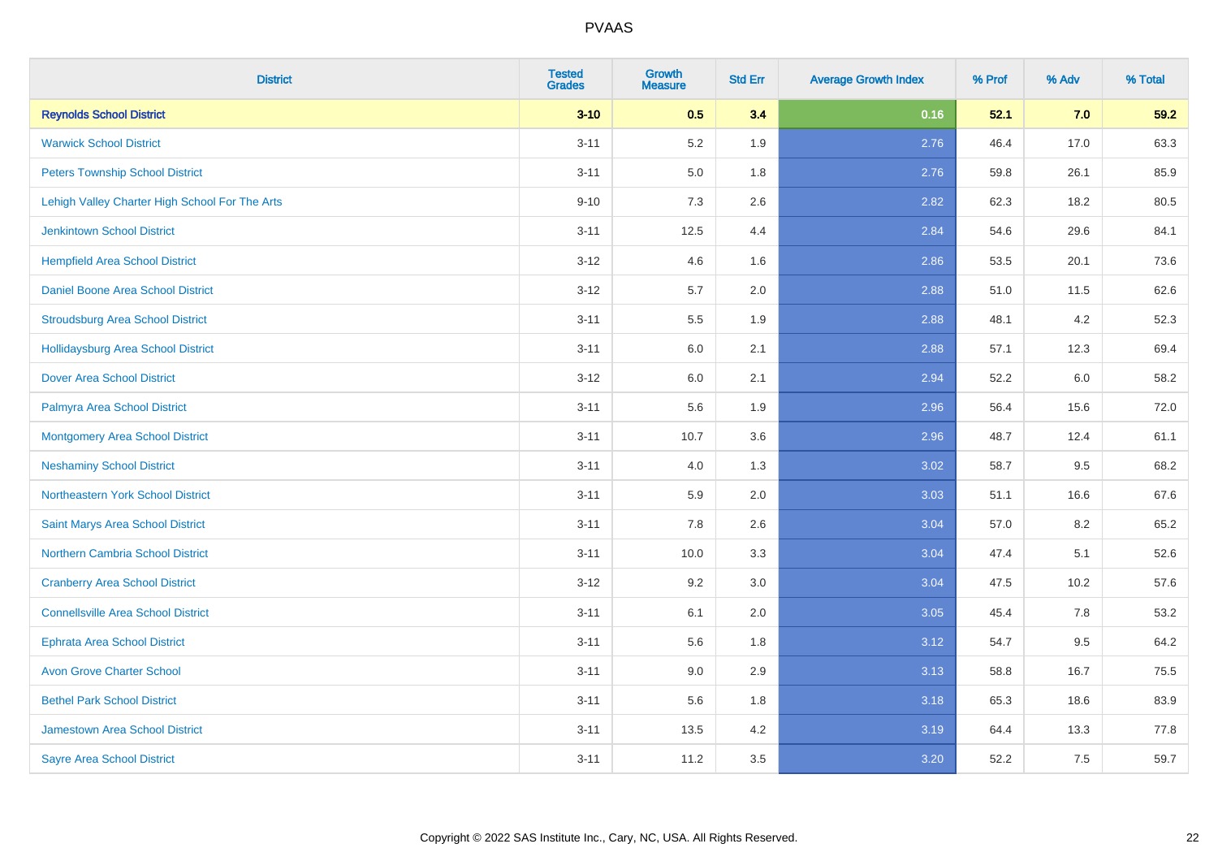| District | Tested Grades | Growth Measure | Std Err | Average Growth Index | % Prof | % Adv | % Total |
|---|---|---|---|---|---|---|---|
| **Reynolds School District** | **3-10** | **0.5** | **3.4** | **0.16** | **52.1** | **7.0** | **59.2** |
| Warwick School District | 3-11 | 5.2 | 1.9 | 2.76 | 46.4 | 17.0 | 63.3 |
| Peters Township School District | 3-11 | 5.0 | 1.8 | 2.76 | 59.8 | 26.1 | 85.9 |
| Lehigh Valley Charter High School For The Arts | 9-10 | 7.3 | 2.6 | 2.82 | 62.3 | 18.2 | 80.5 |
| Jenkintown School District | 3-11 | 12.5 | 4.4 | 2.84 | 54.6 | 29.6 | 84.1 |
| Hempfield Area School District | 3-12 | 4.6 | 1.6 | 2.86 | 53.5 | 20.1 | 73.6 |
| Daniel Boone Area School District | 3-12 | 5.7 | 2.0 | 2.88 | 51.0 | 11.5 | 62.6 |
| Stroudsburg Area School District | 3-11 | 5.5 | 1.9 | 2.88 | 48.1 | 4.2 | 52.3 |
| Hollidaysburg Area School District | 3-11 | 6.0 | 2.1 | 2.88 | 57.1 | 12.3 | 69.4 |
| Dover Area School District | 3-12 | 6.0 | 2.1 | 2.94 | 52.2 | 6.0 | 58.2 |
| Palmyra Area School District | 3-11 | 5.6 | 1.9 | 2.96 | 56.4 | 15.6 | 72.0 |
| Montgomery Area School District | 3-11 | 10.7 | 3.6 | 2.96 | 48.7 | 12.4 | 61.1 |
| Neshaminy School District | 3-11 | 4.0 | 1.3 | 3.02 | 58.7 | 9.5 | 68.2 |
| Northeastern York School District | 3-11 | 5.9 | 2.0 | 3.03 | 51.1 | 16.6 | 67.6 |
| Saint Marys Area School District | 3-11 | 7.8 | 2.6 | 3.04 | 57.0 | 8.2 | 65.2 |
| Northern Cambria School District | 3-11 | 10.0 | 3.3 | 3.04 | 47.4 | 5.1 | 52.6 |
| Cranberry Area School District | 3-12 | 9.2 | 3.0 | 3.04 | 47.5 | 10.2 | 57.6 |
| Connellsville Area School District | 3-11 | 6.1 | 2.0 | 3.05 | 45.4 | 7.8 | 53.2 |
| Ephrata Area School District | 3-11 | 5.6 | 1.8 | 3.12 | 54.7 | 9.5 | 64.2 |
| Avon Grove Charter School | 3-11 | 9.0 | 2.9 | 3.13 | 58.8 | 16.7 | 75.5 |
| Bethel Park School District | 3-11 | 5.6 | 1.8 | 3.18 | 65.3 | 18.6 | 83.9 |
| Jamestown Area School District | 3-11 | 13.5 | 4.2 | 3.19 | 64.4 | 13.3 | 77.8 |
| Sayre Area School District | 3-11 | 11.2 | 3.5 | 3.20 | 52.2 | 7.5 | 59.7 |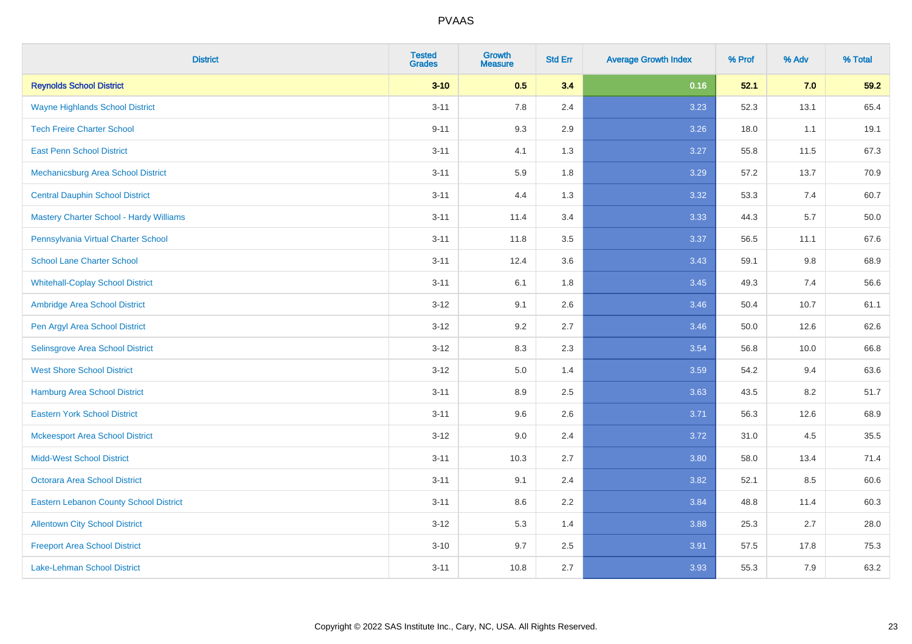# PVAAS

| District | Tested Grades | Growth Measure | Std Err | Average Growth Index | % Prof | % Adv | % Total |
|---|---|---|---|---|---|---|---|
| **Reynolds School District** | **3-10** | **0.5** | **3.4** | **0.16** | **52.1** | **7.0** | **59.2** |
| Wayne Highlands School District | 3-11 | 7.8 | 2.4 | 3.23 | 52.3 | 13.1 | 65.4 |
| Tech Freire Charter School | 9-11 | 9.3 | 2.9 | 3.26 | 18.0 | 1.1 | 19.1 |
| East Penn School District | 3-11 | 4.1 | 1.3 | 3.27 | 55.8 | 11.5 | 67.3 |
| Mechanicsburg Area School District | 3-11 | 5.9 | 1.8 | 3.29 | 57.2 | 13.7 | 70.9 |
| Central Dauphin School District | 3-11 | 4.4 | 1.3 | 3.32 | 53.3 | 7.4 | 60.7 |
| Mastery Charter School - Hardy Williams | 3-11 | 11.4 | 3.4 | 3.33 | 44.3 | 5.7 | 50.0 |
| Pennsylvania Virtual Charter School | 3-11 | 11.8 | 3.5 | 3.37 | 56.5 | 11.1 | 67.6 |
| School Lane Charter School | 3-11 | 12.4 | 3.6 | 3.43 | 59.1 | 9.8 | 68.9 |
| Whitehall-Coplay School District | 3-11 | 6.1 | 1.8 | 3.45 | 49.3 | 7.4 | 56.6 |
| Ambridge Area School District | 3-12 | 9.1 | 2.6 | 3.46 | 50.4 | 10.7 | 61.1 |
| Pen Argyl Area School District | 3-12 | 9.2 | 2.7 | 3.46 | 50.0 | 12.6 | 62.6 |
| Selinsgrove Area School District | 3-12 | 8.3 | 2.3 | 3.54 | 56.8 | 10.0 | 66.8 |
| West Shore School District | 3-12 | 5.0 | 1.4 | 3.59 | 54.2 | 9.4 | 63.6 |
| Hamburg Area School District | 3-11 | 8.9 | 2.5 | 3.63 | 43.5 | 8.2 | 51.7 |
| Eastern York School District | 3-11 | 9.6 | 2.6 | 3.71 | 56.3 | 12.6 | 68.9 |
| Mckeesport Area School District | 3-12 | 9.0 | 2.4 | 3.72 | 31.0 | 4.5 | 35.5 |
| Midd-West School District | 3-11 | 10.3 | 2.7 | 3.80 | 58.0 | 13.4 | 71.4 |
| Octorara Area School District | 3-11 | 9.1 | 2.4 | 3.82 | 52.1 | 8.5 | 60.6 |
| Eastern Lebanon County School District | 3-11 | 8.6 | 2.2 | 3.84 | 48.8 | 11.4 | 60.3 |
| Allentown City School District | 3-12 | 5.3 | 1.4 | 3.88 | 25.3 | 2.7 | 28.0 |
| Freeport Area School District | 3-10 | 9.7 | 2.5 | 3.91 | 57.5 | 17.8 | 75.3 |
| Lake-Lehman School District | 3-11 | 10.8 | 2.7 | 3.93 | 55.3 | 7.9 | 63.2 |

Copyright © 2022 SAS Institute Inc., Cary, NC, USA. All Rights Reserved.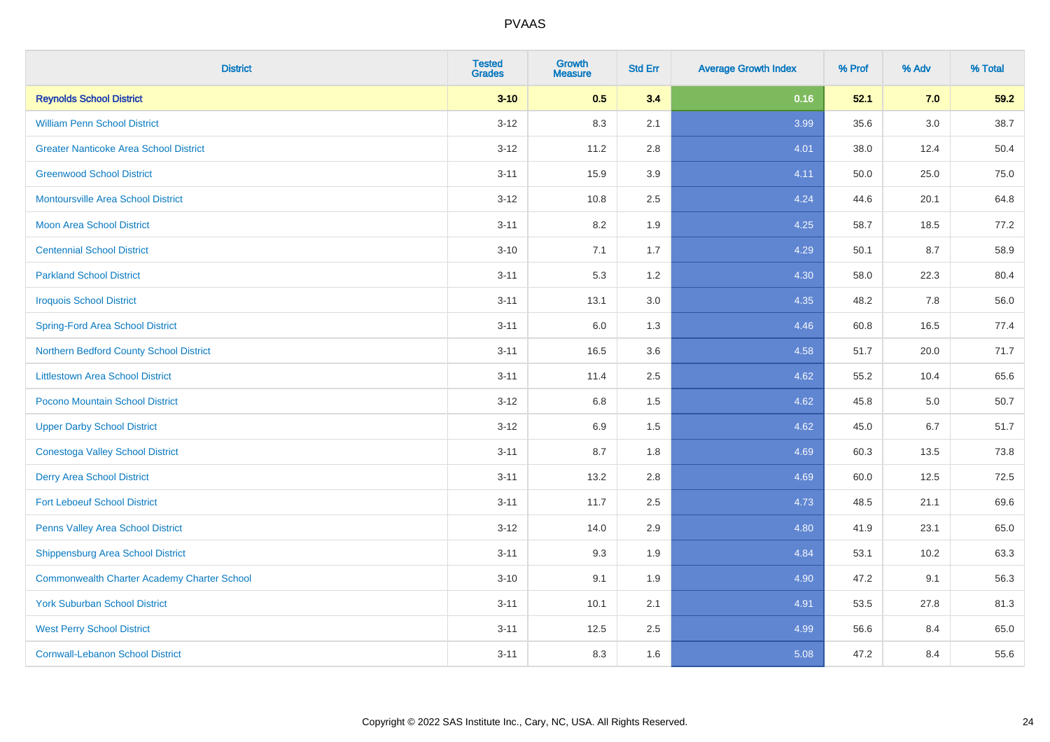# PVAAS

| District | Tested Grades | Growth Measure | Std Err | Average Growth Index | % Prof | % Adv | % Total |
|---|---|---|---|---|---|---|---|
| **Reynolds School District** | **3-10** | **0.5** | **3.4** | **0.16** | **52.1** | **7.0** | **59.2** |
| William Penn School District | 3-12 | 8.3 | 2.1 | 3.99 | 35.6 | 3.0 | 38.7 |
| Greater Nanticoke Area School District | 3-12 | 11.2 | 2.8 | 4.01 | 38.0 | 12.4 | 50.4 |
| Greenwood School District | 3-11 | 15.9 | 3.9 | 4.11 | 50.0 | 25.0 | 75.0 |
| Montoursville Area School District | 3-12 | 10.8 | 2.5 | 4.24 | 44.6 | 20.1 | 64.8 |
| Moon Area School District | 3-11 | 8.2 | 1.9 | 4.25 | 58.7 | 18.5 | 77.2 |
| Centennial School District | 3-10 | 7.1 | 1.7 | 4.29 | 50.1 | 8.7 | 58.9 |
| Parkland School District | 3-11 | 5.3 | 1.2 | 4.30 | 58.0 | 22.3 | 80.4 |
| Iroquois School District | 3-11 | 13.1 | 3.0 | 4.35 | 48.2 | 7.8 | 56.0 |
| Spring-Ford Area School District | 3-11 | 6.0 | 1.3 | 4.46 | 60.8 | 16.5 | 77.4 |
| Northern Bedford County School District | 3-11 | 16.5 | 3.6 | 4.58 | 51.7 | 20.0 | 71.7 |
| Littlestown Area School District | 3-11 | 11.4 | 2.5 | 4.62 | 55.2 | 10.4 | 65.6 |
| Pocono Mountain School District | 3-12 | 6.8 | 1.5 | 4.62 | 45.8 | 5.0 | 50.7 |
| Upper Darby School District | 3-12 | 6.9 | 1.5 | 4.62 | 45.0 | 6.7 | 51.7 |
| Conestoga Valley School District | 3-11 | 8.7 | 1.8 | 4.69 | 60.3 | 13.5 | 73.8 |
| Derry Area School District | 3-11 | 13.2 | 2.8 | 4.69 | 60.0 | 12.5 | 72.5 |
| Fort Leboeuf School District | 3-11 | 11.7 | 2.5 | 4.73 | 48.5 | 21.1 | 69.6 |
| Penns Valley Area School District | 3-12 | 14.0 | 2.9 | 4.80 | 41.9 | 23.1 | 65.0 |
| Shippensburg Area School District | 3-11 | 9.3 | 1.9 | 4.84 | 53.1 | 10.2 | 63.3 |
| Commonwealth Charter Academy Charter School | 3-10 | 9.1 | 1.9 | 4.90 | 47.2 | 9.1 | 56.3 |
| York Suburban School District | 3-11 | 10.1 | 2.1 | 4.91 | 53.5 | 27.8 | 81.3 |
| West Perry School District | 3-11 | 12.5 | 2.5 | 4.99 | 56.6 | 8.4 | 65.0 |
| Cornwall-Lebanon School District | 3-11 | 8.3 | 1.6 | 5.08 | 47.2 | 8.4 | 55.6 |

Copyright © 2022 SAS Institute Inc., Cary, NC, USA. All Rights Reserved.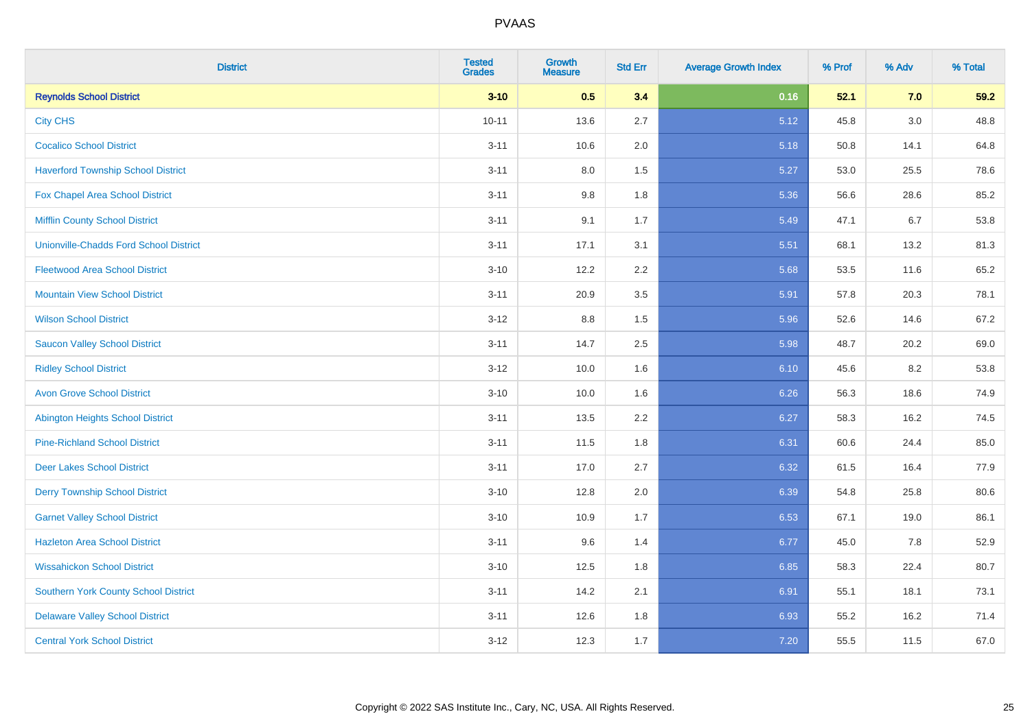| District | Tested Grades | Growth Measure | Std Err | Average Growth Index | % Prof | % Adv | % Total |
|---|---|---|---|---|---|---|---|
| **Reynolds School District** | **3-10** | **0.5** | **3.4** | **0.16** | **52.1** | **7.0** | **59.2** |
| City CHS | 10-11 | 13.6 | 2.7 | 5.12 | 45.8 | 3.0 | 48.8 |
| Cocalico School District | 3-11 | 10.6 | 2.0 | 5.18 | 50.8 | 14.1 | 64.8 |
| Haverford Township School District | 3-11 | 8.0 | 1.5 | 5.27 | 53.0 | 25.5 | 78.6 |
| Fox Chapel Area School District | 3-11 | 9.8 | 1.8 | 5.36 | 56.6 | 28.6 | 85.2 |
| Mifflin County School District | 3-11 | 9.1 | 1.7 | 5.49 | 47.1 | 6.7 | 53.8 |
| Unionville-Chadds Ford School District | 3-11 | 17.1 | 3.1 | 5.51 | 68.1 | 13.2 | 81.3 |
| Fleetwood Area School District | 3-10 | 12.2 | 2.2 | 5.68 | 53.5 | 11.6 | 65.2 |
| Mountain View School District | 3-11 | 20.9 | 3.5 | 5.91 | 57.8 | 20.3 | 78.1 |
| Wilson School District | 3-12 | 8.8 | 1.5 | 5.96 | 52.6 | 14.6 | 67.2 |
| Saucon Valley School District | 3-11 | 14.7 | 2.5 | 5.98 | 48.7 | 20.2 | 69.0 |
| Ridley School District | 3-12 | 10.0 | 1.6 | 6.10 | 45.6 | 8.2 | 53.8 |
| Avon Grove School District | 3-10 | 10.0 | 1.6 | 6.26 | 56.3 | 18.6 | 74.9 |
| Abington Heights School District | 3-11 | 13.5 | 2.2 | 6.27 | 58.3 | 16.2 | 74.5 |
| Pine-Richland School District | 3-11 | 11.5 | 1.8 | 6.31 | 60.6 | 24.4 | 85.0 |
| Deer Lakes School District | 3-11 | 17.0 | 2.7 | 6.32 | 61.5 | 16.4 | 77.9 |
| Derry Township School District | 3-10 | 12.8 | 2.0 | 6.39 | 54.8 | 25.8 | 80.6 |
| Garnet Valley School District | 3-10 | 10.9 | 1.7 | 6.53 | 67.1 | 19.0 | 86.1 |
| Hazleton Area School District | 3-11 | 9.6 | 1.4 | 6.77 | 45.0 | 7.8 | 52.9 |
| Wissahickon School District | 3-10 | 12.5 | 1.8 | 6.85 | 58.3 | 22.4 | 80.7 |
| Southern York County School District | 3-11 | 14.2 | 2.1 | 6.91 | 55.1 | 18.1 | 73.1 |
| Delaware Valley School District | 3-11 | 12.6 | 1.8 | 6.93 | 55.2 | 16.2 | 71.4 |
| Central York School District | 3-12 | 12.3 | 1.7 | 7.20 | 55.5 | 11.5 | 67.0 |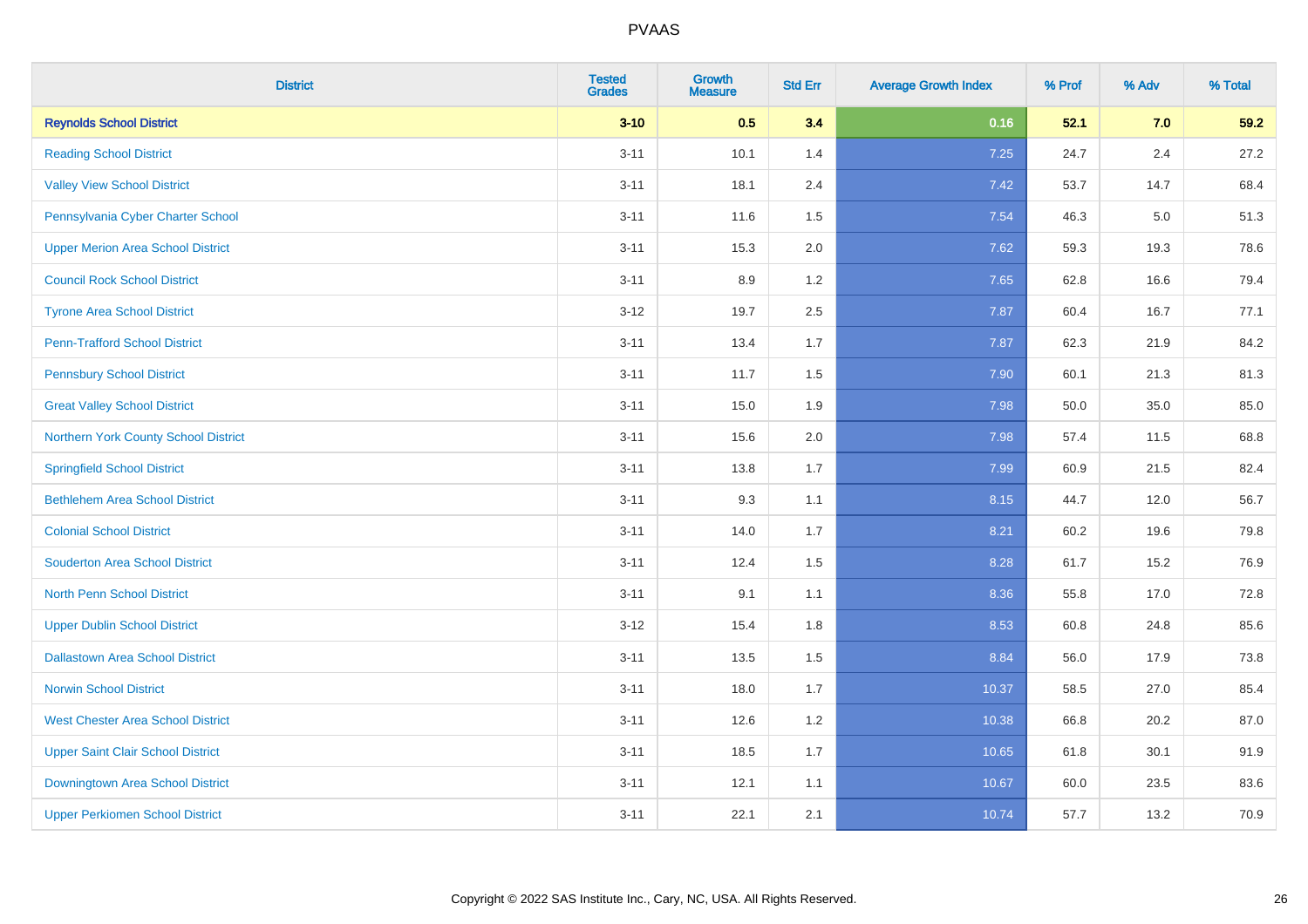PVAAS

| District | Tested Grades | Growth Measure | Std Err | Average Growth Index | % Prof | % Adv | % Total |
|---|---|---|---|---|---|---|---|
| **Reynolds School District** | **3-10** | **0.5** | **3.4** | **0.16** | **52.1** | **7.0** | **59.2** |
| Reading School District | 3-11 | 10.1 | 1.4 | 7.25 | 24.7 | 2.4 | 27.2 |
| Valley View School District | 3-11 | 18.1 | 2.4 | 7.42 | 53.7 | 14.7 | 68.4 |
| Pennsylvania Cyber Charter School | 3-11 | 11.6 | 1.5 | 7.54 | 46.3 | 5.0 | 51.3 |
| Upper Merion Area School District | 3-11 | 15.3 | 2.0 | 7.62 | 59.3 | 19.3 | 78.6 |
| Council Rock School District | 3-11 | 8.9 | 1.2 | 7.65 | 62.8 | 16.6 | 79.4 |
| Tyrone Area School District | 3-12 | 19.7 | 2.5 | 7.87 | 60.4 | 16.7 | 77.1 |
| Penn-Trafford School District | 3-11 | 13.4 | 1.7 | 7.87 | 62.3 | 21.9 | 84.2 |
| Pennsbury School District | 3-11 | 11.7 | 1.5 | 7.90 | 60.1 | 21.3 | 81.3 |
| Great Valley School District | 3-11 | 15.0 | 1.9 | 7.98 | 50.0 | 35.0 | 85.0 |
| Northern York County School District | 3-11 | 15.6 | 2.0 | 7.98 | 57.4 | 11.5 | 68.8 |
| Springfield School District | 3-11 | 13.8 | 1.7 | 7.99 | 60.9 | 21.5 | 82.4 |
| Bethlehem Area School District | 3-11 | 9.3 | 1.1 | 8.15 | 44.7 | 12.0 | 56.7 |
| Colonial School District | 3-11 | 14.0 | 1.7 | 8.21 | 60.2 | 19.6 | 79.8 |
| Souderton Area School District | 3-11 | 12.4 | 1.5 | 8.28 | 61.7 | 15.2 | 76.9 |
| North Penn School District | 3-11 | 9.1 | 1.1 | 8.36 | 55.8 | 17.0 | 72.8 |
| Upper Dublin School District | 3-12 | 15.4 | 1.8 | 8.53 | 60.8 | 24.8 | 85.6 |
| Dallastown Area School District | 3-11 | 13.5 | 1.5 | 8.84 | 56.0 | 17.9 | 73.8 |
| Norwin School District | 3-11 | 18.0 | 1.7 | 10.37 | 58.5 | 27.0 | 85.4 |
| West Chester Area School District | 3-11 | 12.6 | 1.2 | 10.38 | 66.8 | 20.2 | 87.0 |
| Upper Saint Clair School District | 3-11 | 18.5 | 1.7 | 10.65 | 61.8 | 30.1 | 91.9 |
| Downingtown Area School District | 3-11 | 12.1 | 1.1 | 10.67 | 60.0 | 23.5 | 83.6 |
| Upper Perkiomen School District | 3-11 | 22.1 | 2.1 | 10.74 | 57.7 | 13.2 | 70.9 |

Copyright © 2022 SAS Institute Inc., Cary, NC, USA. All Rights Reserved.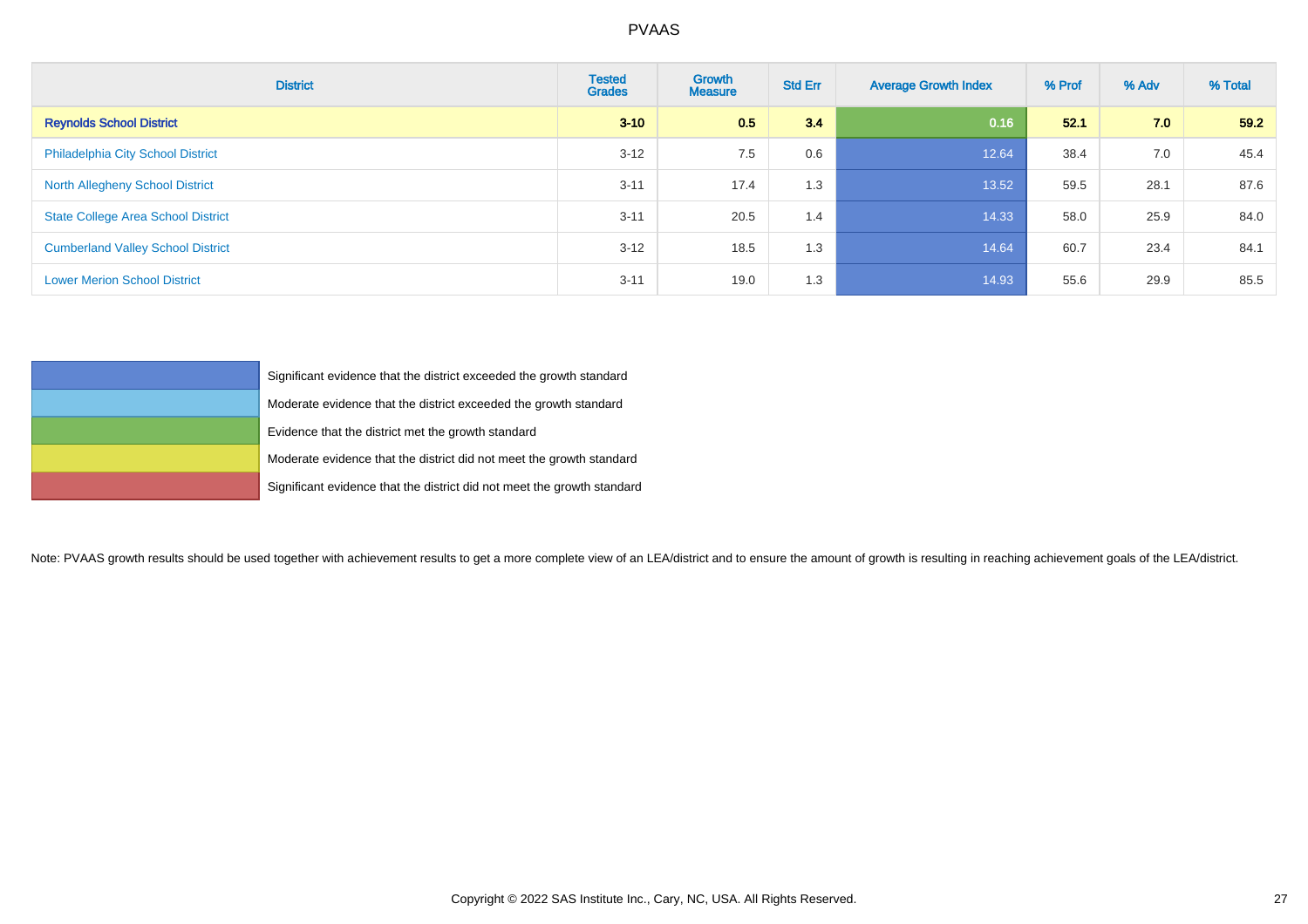# PVAAS

| District | Tested Grades | Growth Measure | Std Err | Average Growth Index | % Prof | % Adv | % Total |
|---|---|---|---|---|---|---|---|
| **Reynolds School District** | **3-10** | **0.5** | **3.4** | **0.16** | **52.1** | **7.0** | **59.2** |
| Philadelphia City School District | 3-12 | 7.5 | 0.6 | 12.64 | 38.4 | 7.0 | 45.4 |
| North Allegheny School District | 3-11 | 17.4 | 1.3 | 13.52 | 59.5 | 28.1 | 87.6 |
| State College Area School District | 3-11 | 20.5 | 1.4 | 14.33 | 58.0 | 25.9 | 84.0 |
| Cumberland Valley School District | 3-12 | 18.5 | 1.3 | 14.64 | 60.7 | 23.4 | 84.1 |
| Lower Merion School District | 3-11 | 19.0 | 1.3 | 14.93 | 55.6 | 29.9 | 85.5 |

Significant evidence that the district exceeded the growth standard

Moderate evidence that the district exceeded the growth standard

Evidence that the district met the growth standard

Moderate evidence that the district did not meet the growth standard

Significant evidence that the district did not meet the growth standard

Note: PVAAS growth results should be used together with achievement results to get a more complete view of an LEA/district and to ensure the amount of growth is resulting in reaching achievement goals of the LEA/district.

Copyright © 2022 SAS Institute Inc., Cary, NC, USA. All Rights Reserved.